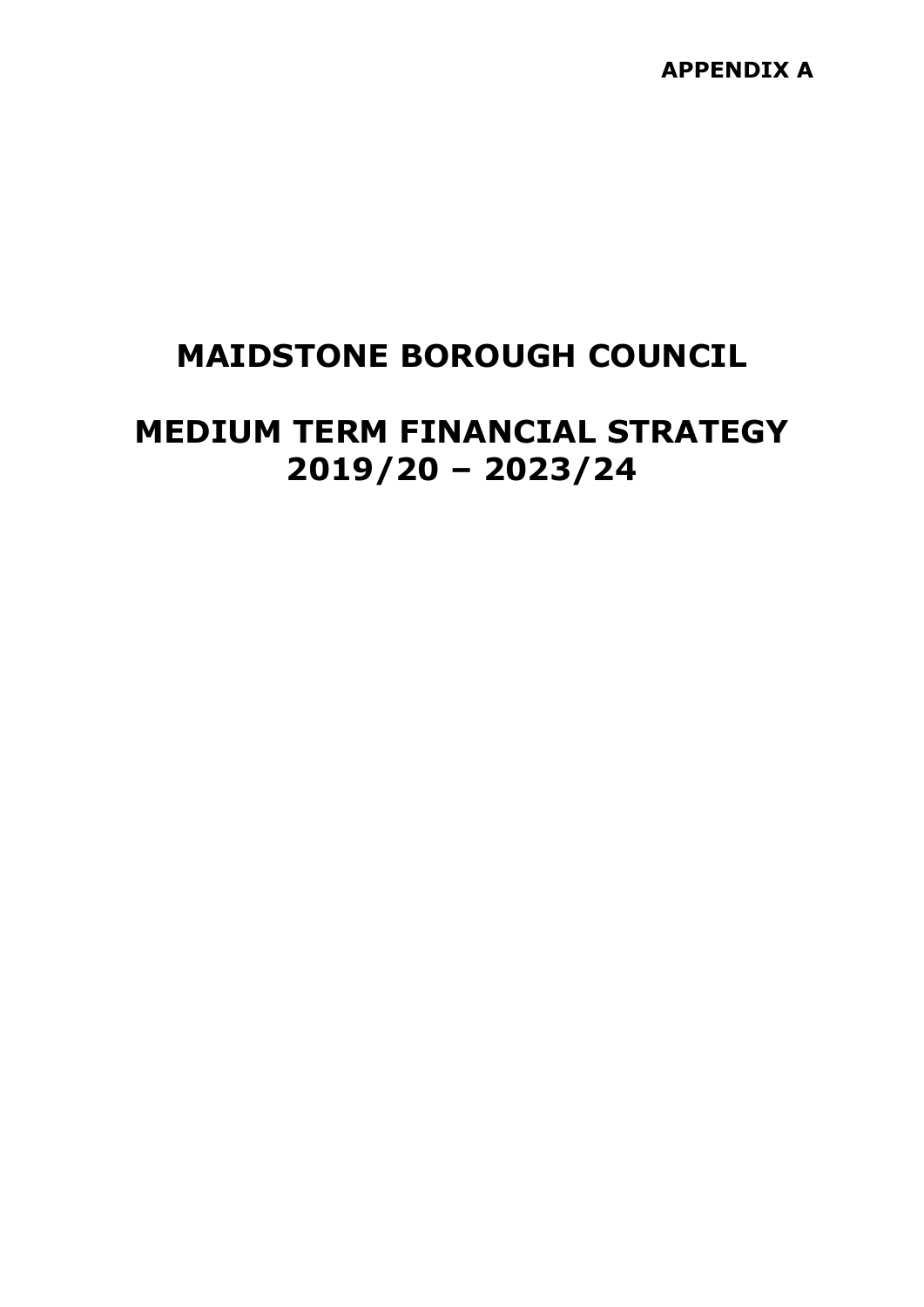**APPENDIX A**

# MAIDSTONE BOROUGH COUNCIL

# MEDIUM TERM FINANCIAL STRATEGY 2019/20 – 2023/24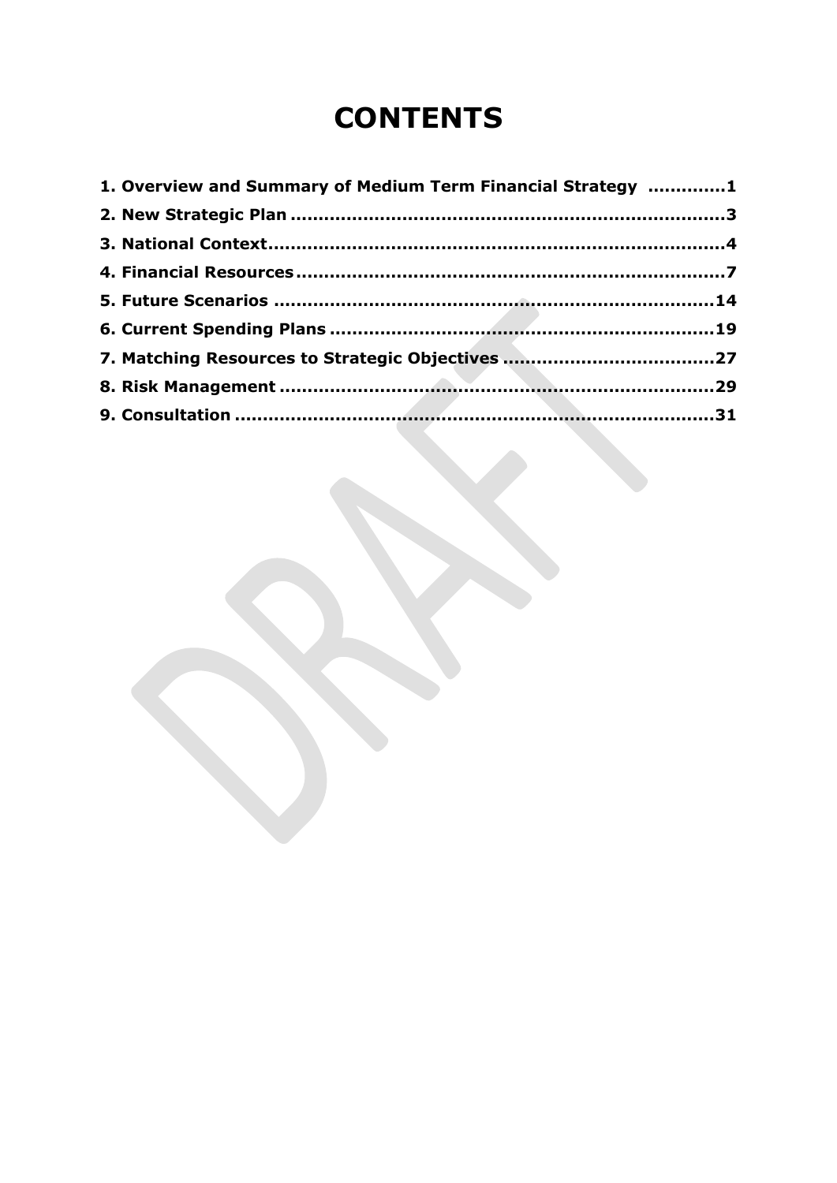# CONTENTS

1. Overview and Summary of Medium Term Financial Strategy .............1
2. New Strategic Plan ............................................................................3
3. National Context................................................................................4
4. Financial Resources ...........................................................................7
5. Future Scenarios .............................................................................14
6. Current Spending Plans ...................................................................19
7. Matching Resources to Strategic Objectives .....................................27
8. Risk Management .............................................................................29
9. Consultation ....................................................................................31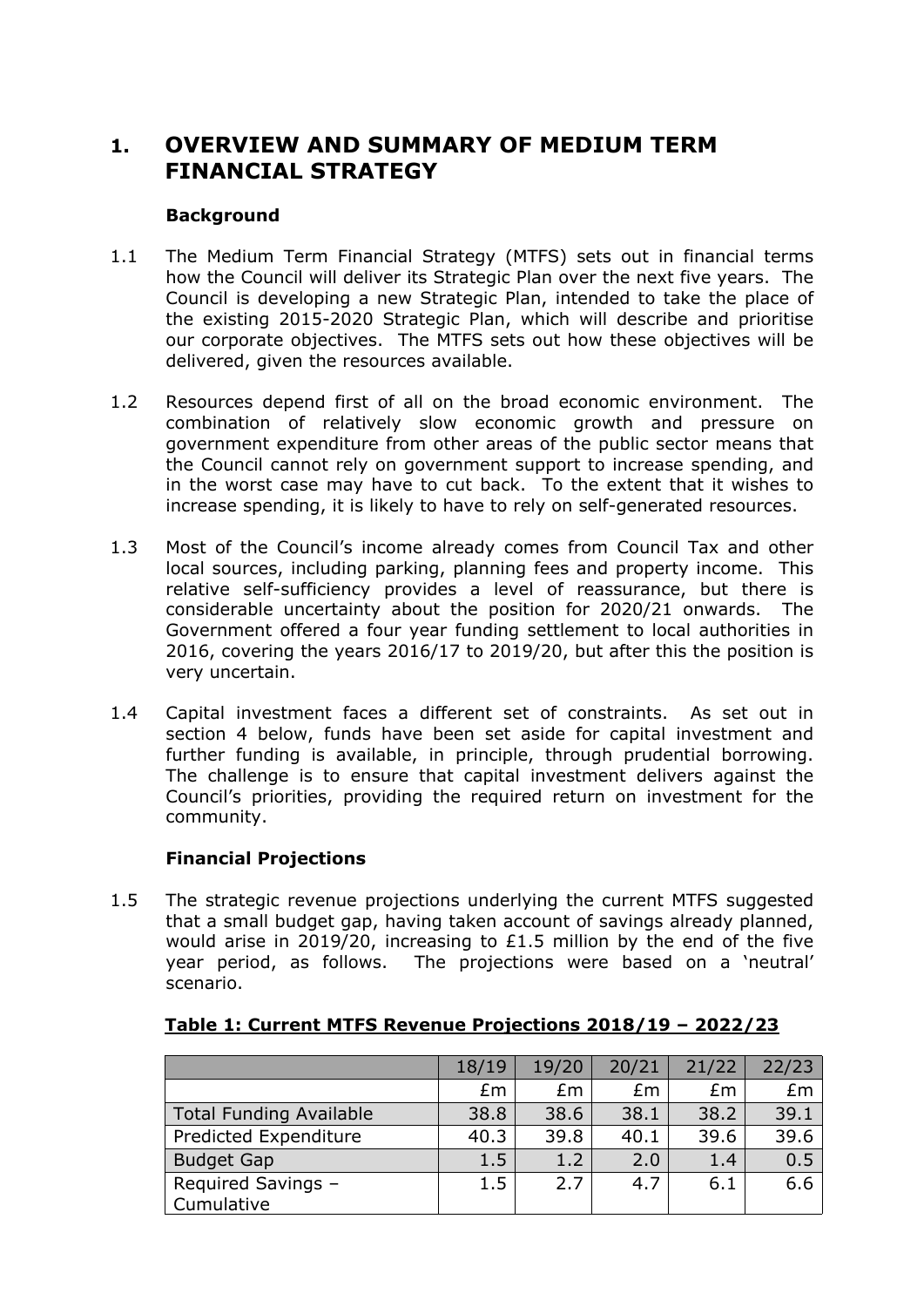# 1. OVERVIEW AND SUMMARY OF MEDIUM TERM FINANCIAL STRATEGY

**Background**

1.1 The Medium Term Financial Strategy (MTFS) sets out in financial terms how the Council will deliver its Strategic Plan over the next five years. The Council is developing a new Strategic Plan, intended to take the place of the existing 2015-2020 Strategic Plan, which will describe and prioritise our corporate objectives. The MTFS sets out how these objectives will be delivered, given the resources available.

1.2 Resources depend first of all on the broad economic environment. The combination of relatively slow economic growth and pressure on government expenditure from other areas of the public sector means that the Council cannot rely on government support to increase spending, and in the worst case may have to cut back. To the extent that it wishes to increase spending, it is likely to have to rely on self-generated resources.

1.3 Most of the Council's income already comes from Council Tax and other local sources, including parking, planning fees and property income. This relative self-sufficiency provides a level of reassurance, but there is considerable uncertainty about the position for 2020/21 onwards. The Government offered a four year funding settlement to local authorities in 2016, covering the years 2016/17 to 2019/20, but after this the position is very uncertain.

1.4 Capital investment faces a different set of constraints. As set out in section 4 below, funds have been set aside for capital investment and further funding is available, in principle, through prudential borrowing. The challenge is to ensure that capital investment delivers against the Council's priorities, providing the required return on investment for the community.

**Financial Projections**

1.5 The strategic revenue projections underlying the current MTFS suggested that a small budget gap, having taken account of savings already planned, would arise in 2019/20, increasing to £1.5 million by the end of the five year period, as follows. The projections were based on a 'neutral' scenario.

**Table 1: Current MTFS Revenue Projections 2018/19 – 2022/23**

| | 18/19 | 19/20 | 20/21 | 21/22 | 22/23 |
|---|---|---|---|---|---|
| | £m | £m | £m | £m | £m |
| Total Funding Available | 38.8 | 38.6 | 38.1 | 38.2 | 39.1 |
| Predicted Expenditure | 40.3 | 39.8 | 40.1 | 39.6 | 39.6 |
| Budget Gap | 1.5 | 1.2 | 2.0 | 1.4 | 0.5 |
| Required Savings – Cumulative | 1.5 | 2.7 | 4.7 | 6.1 | 6.6 |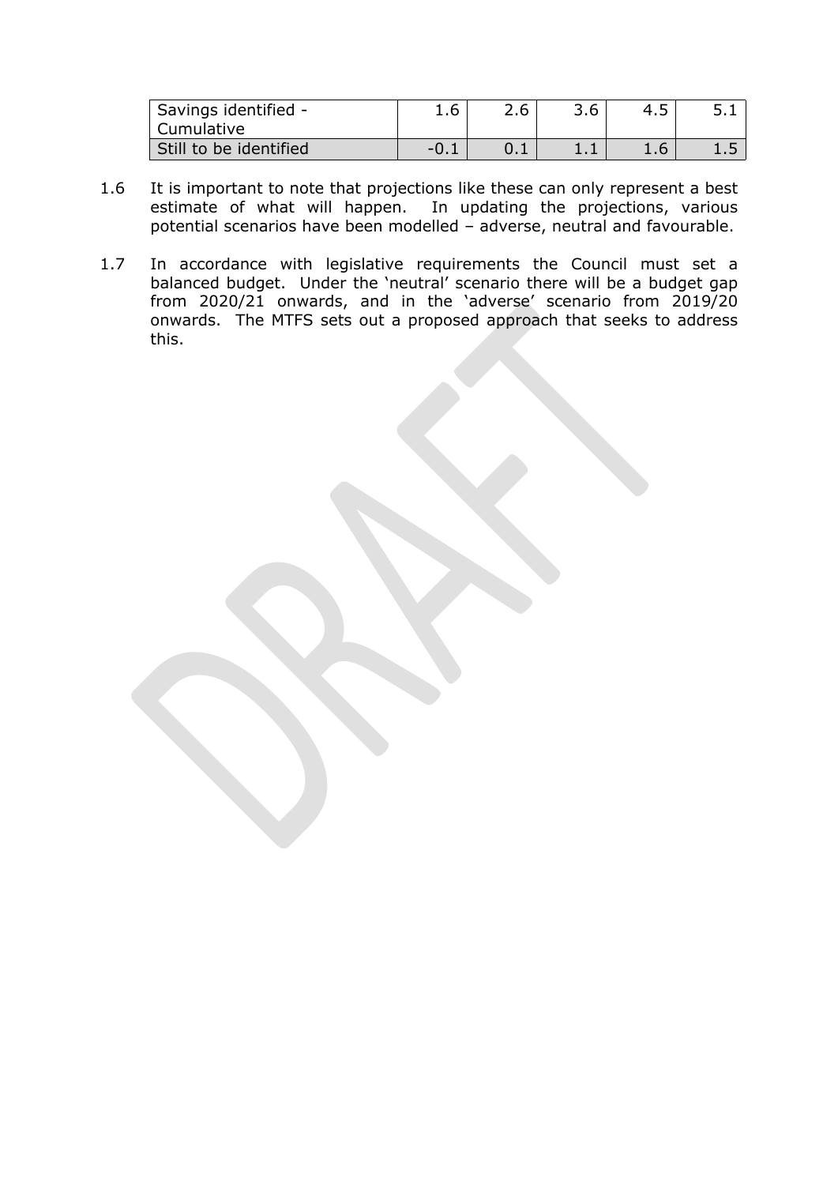| | | | | | |
|---|---|---|---|---|---|
| Savings identified - Cumulative | 1.6 | 2.6 | 3.6 | 4.5 | 5.1 |
| Still to be identified | -0.1 | 0.1 | 1.1 | 1.6 | 1.5 |

1.6 It is important to note that projections like these can only represent a best estimate of what will happen. In updating the projections, various potential scenarios have been modelled – adverse, neutral and favourable.

1.7 In accordance with legislative requirements the Council must set a balanced budget. Under the 'neutral' scenario there will be a budget gap from 2020/21 onwards, and in the 'adverse' scenario from 2019/20 onwards. The MTFS sets out a proposed approach that seeks to address this.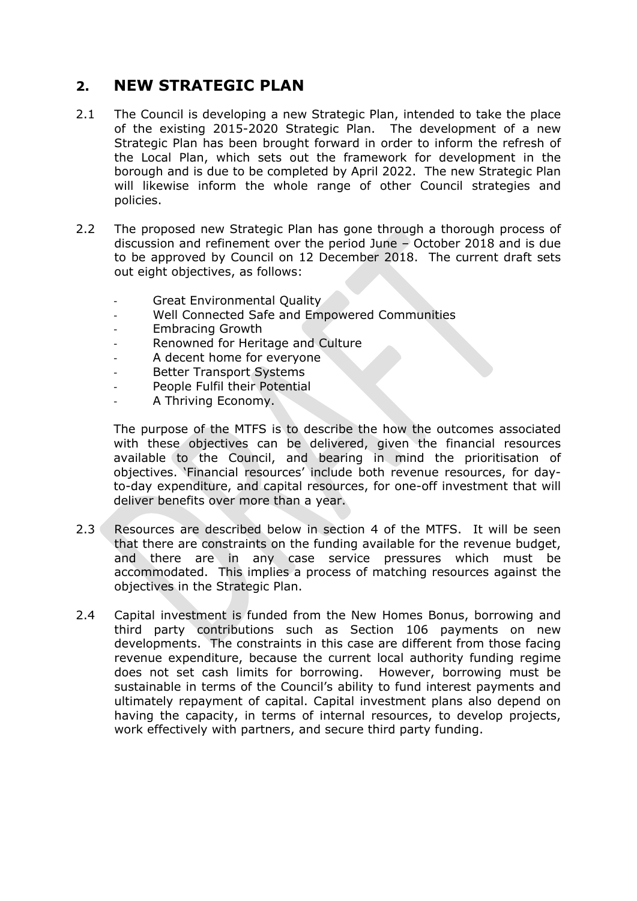## 2. NEW STRATEGIC PLAN

2.1 The Council is developing a new Strategic Plan, intended to take the place of the existing 2015-2020 Strategic Plan. The development of a new Strategic Plan has been brought forward in order to inform the refresh of the Local Plan, which sets out the framework for development in the borough and is due to be completed by April 2022. The new Strategic Plan will likewise inform the whole range of other Council strategies and policies.

2.2 The proposed new Strategic Plan has gone through a thorough process of discussion and refinement over the period June – October 2018 and is due to be approved by Council on 12 December 2018. The current draft sets out eight objectives, as follows:

- Great Environmental Quality
- Well Connected Safe and Empowered Communities
- Embracing Growth
- Renowned for Heritage and Culture
- A decent home for everyone
- Better Transport Systems
- People Fulfil their Potential
- A Thriving Economy.

The purpose of the MTFS is to describe the how the outcomes associated with these objectives can be delivered, given the financial resources available to the Council, and bearing in mind the prioritisation of objectives. 'Financial resources' include both revenue resources, for day-to-day expenditure, and capital resources, for one-off investment that will deliver benefits over more than a year.

2.3 Resources are described below in section 4 of the MTFS. It will be seen that there are constraints on the funding available for the revenue budget, and there are in any case service pressures which must be accommodated. This implies a process of matching resources against the objectives in the Strategic Plan.

2.4 Capital investment is funded from the New Homes Bonus, borrowing and third party contributions such as Section 106 payments on new developments. The constraints in this case are different from those facing revenue expenditure, because the current local authority funding regime does not set cash limits for borrowing. However, borrowing must be sustainable in terms of the Council's ability to fund interest payments and ultimately repayment of capital. Capital investment plans also depend on having the capacity, in terms of internal resources, to develop projects, work effectively with partners, and secure third party funding.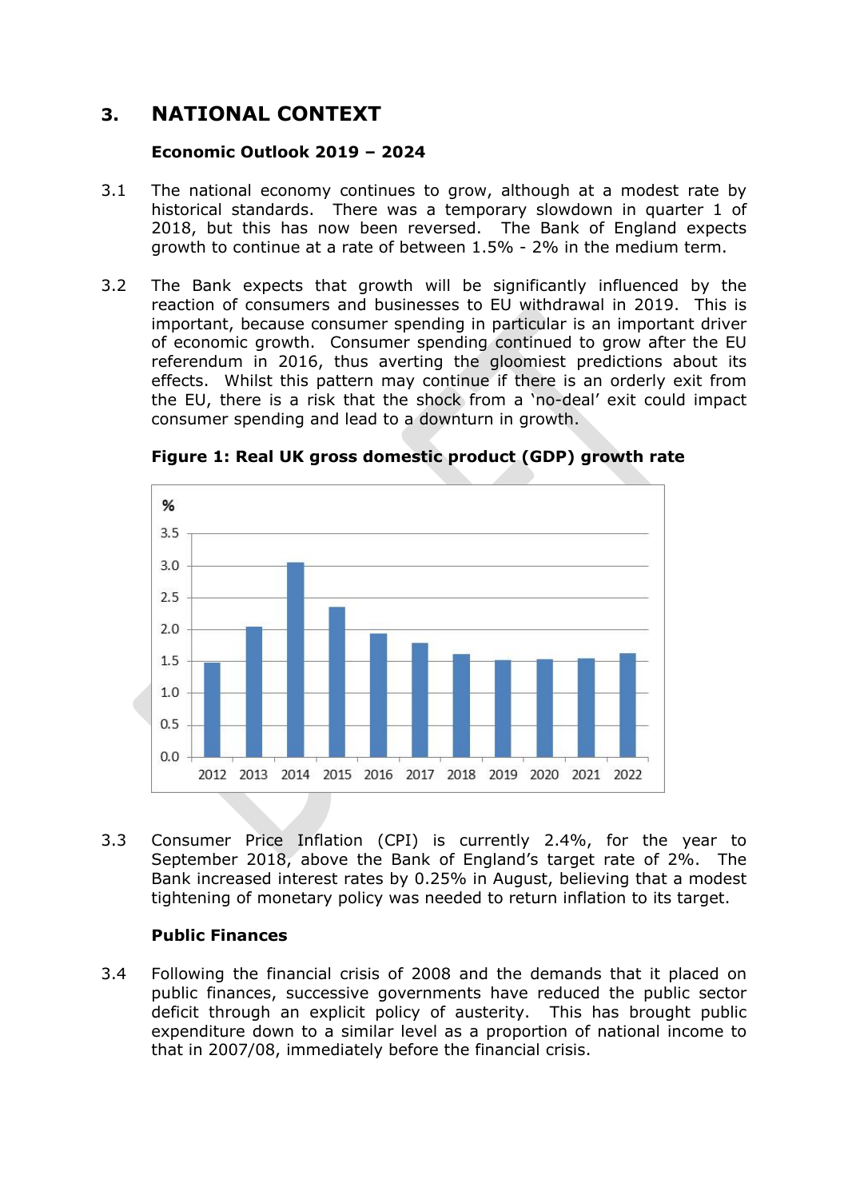# 3. NATIONAL CONTEXT

### Economic Outlook 2019 – 2024

3.1 The national economy continues to grow, although at a modest rate by historical standards. There was a temporary slowdown in quarter 1 of 2018, but this has now been reversed. The Bank of England expects growth to continue at a rate of between 1.5% - 2% in the medium term.

3.2 The Bank expects that growth will be significantly influenced by the reaction of consumers and businesses to EU withdrawal in 2019. This is important, because consumer spending in particular is an important driver of economic growth. Consumer spending continued to grow after the EU referendum in 2016, thus averting the gloomiest predictions about its effects. Whilst this pattern may continue if there is an orderly exit from the EU, there is a risk that the shock from a 'no-deal' exit could impact consumer spending and lead to a downturn in growth.

**Figure 1: Real UK gross domestic product (GDP) growth rate**

%
3.5
3.0
2.5
2.0
1.5
1.0
0.5
0.0
2012 2013 2014 2015 2016 2017 2018 2019 2020 2021 2022

3.3 Consumer Price Inflation (CPI) is currently 2.4%, for the year to September 2018, above the Bank of England's target rate of 2%. The Bank increased interest rates by 0.25% in August, believing that a modest tightening of monetary policy was needed to return inflation to its target.

### Public Finances

3.4 Following the financial crisis of 2008 and the demands that it placed on public finances, successive governments have reduced the public sector deficit through an explicit policy of austerity. This has brought public expenditure down to a similar level as a proportion of national income to that in 2007/08, immediately before the financial crisis.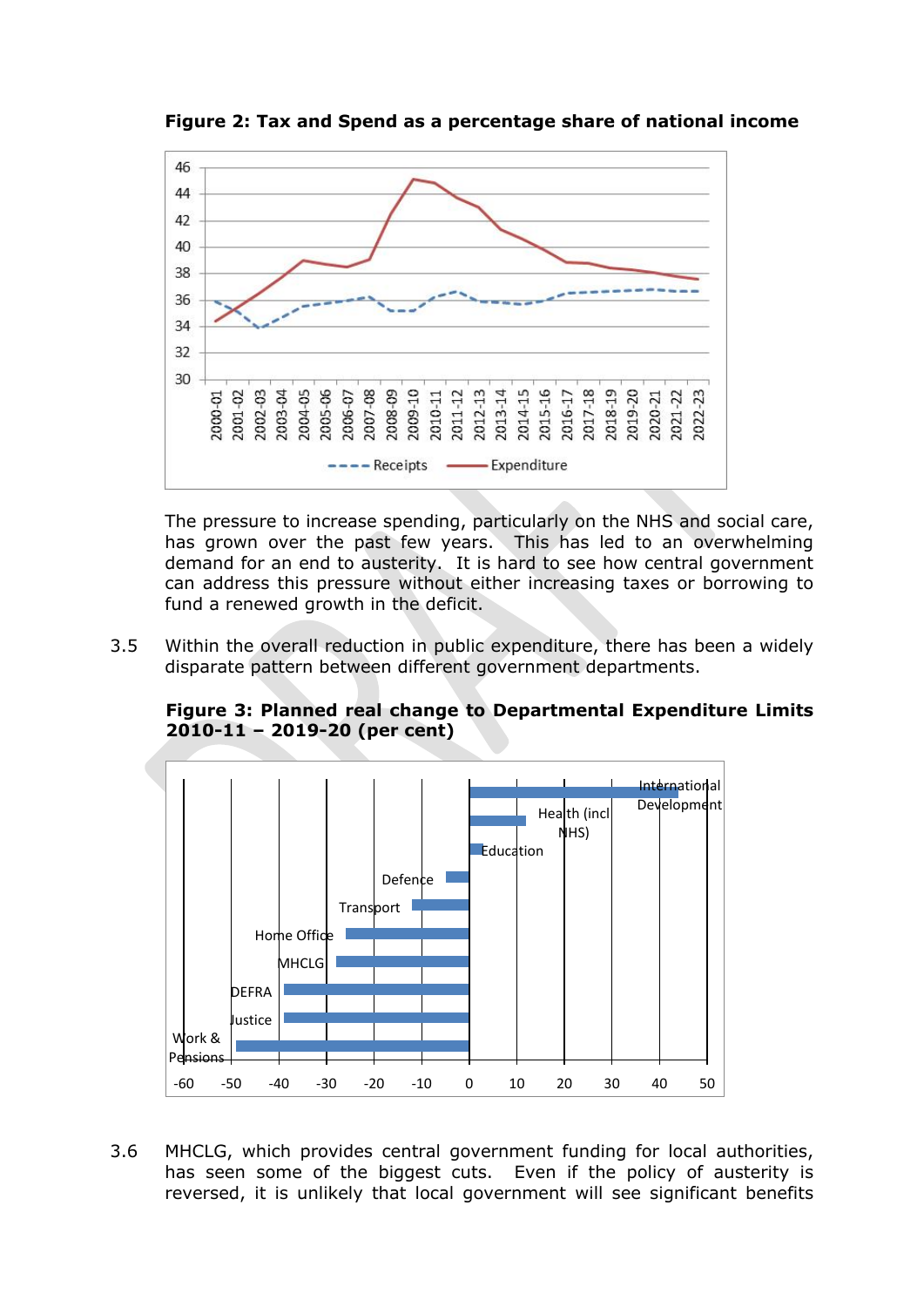**Figure 2: Tax and Spend as a percentage share of national income**

46
44
42
40
38
36
34
32
30

2000-01 2001-02 2002-03 2003-04 2004-05 2005-06 2006-07 2007-08 2008-09 2009-10 2010-11 2011-12 2012-13 2013-14 2014-15 2015-16 2016-17 2017-18 2018-19 2019-20 2020-21 2021-22 2022-23

Receipts — Expenditure

The pressure to increase spending, particularly on the NHS and social care, has grown over the past few years. This has led to an overwhelming demand for an end to austerity. It is hard to see how central government can address this pressure without either increasing taxes or borrowing to fund a renewed growth in the deficit.

3.5 Within the overall reduction in public expenditure, there has been a widely disparate pattern between different government departments.

**Figure 3: Planned real change to Departmental Expenditure Limits 2010-11 – 2019-20 (per cent)**

International Development
Health (incl NHS)
Education
Defence
Transport
Home Office
MHCLG
DEFRA
Justice
Work & Pensions

-60 -50 -40 -30 -20 -10 0 10 20 30 40 50

3.6 MHCLG, which provides central government funding for local authorities, has seen some of the biggest cuts. Even if the policy of austerity is reversed, it is unlikely that local government will see significant benefits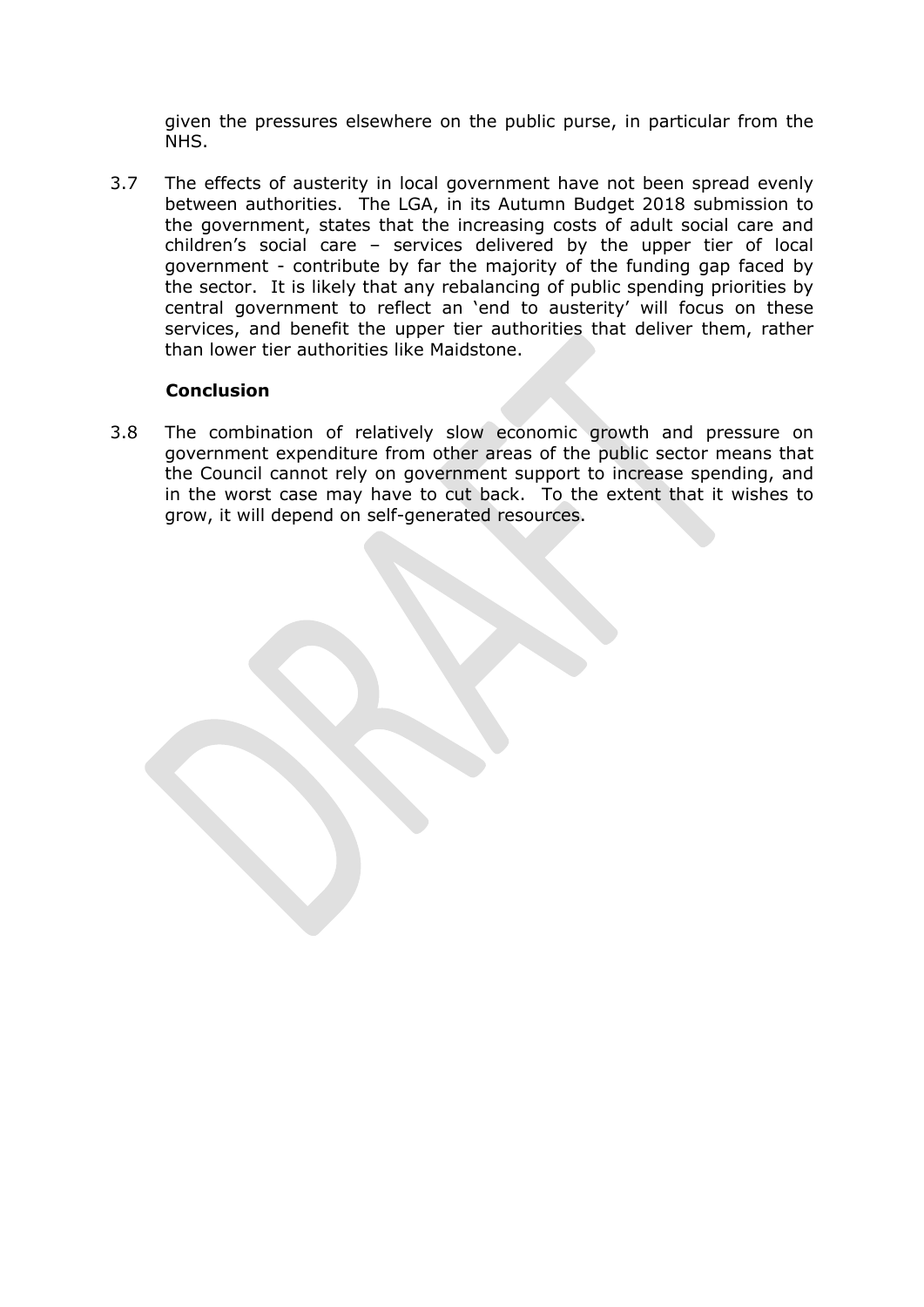given the pressures elsewhere on the public purse, in particular from the NHS.

3.7 The effects of austerity in local government have not been spread evenly between authorities. The LGA, in its Autumn Budget 2018 submission to the government, states that the increasing costs of adult social care and children's social care – services delivered by the upper tier of local government - contribute by far the majority of the funding gap faced by the sector. It is likely that any rebalancing of public spending priorities by central government to reflect an 'end to austerity' will focus on these services, and benefit the upper tier authorities that deliver them, rather than lower tier authorities like Maidstone.

**Conclusion**

3.8 The combination of relatively slow economic growth and pressure on government expenditure from other areas of the public sector means that the Council cannot rely on government support to increase spending, and in the worst case may have to cut back. To the extent that it wishes to grow, it will depend on self-generated resources.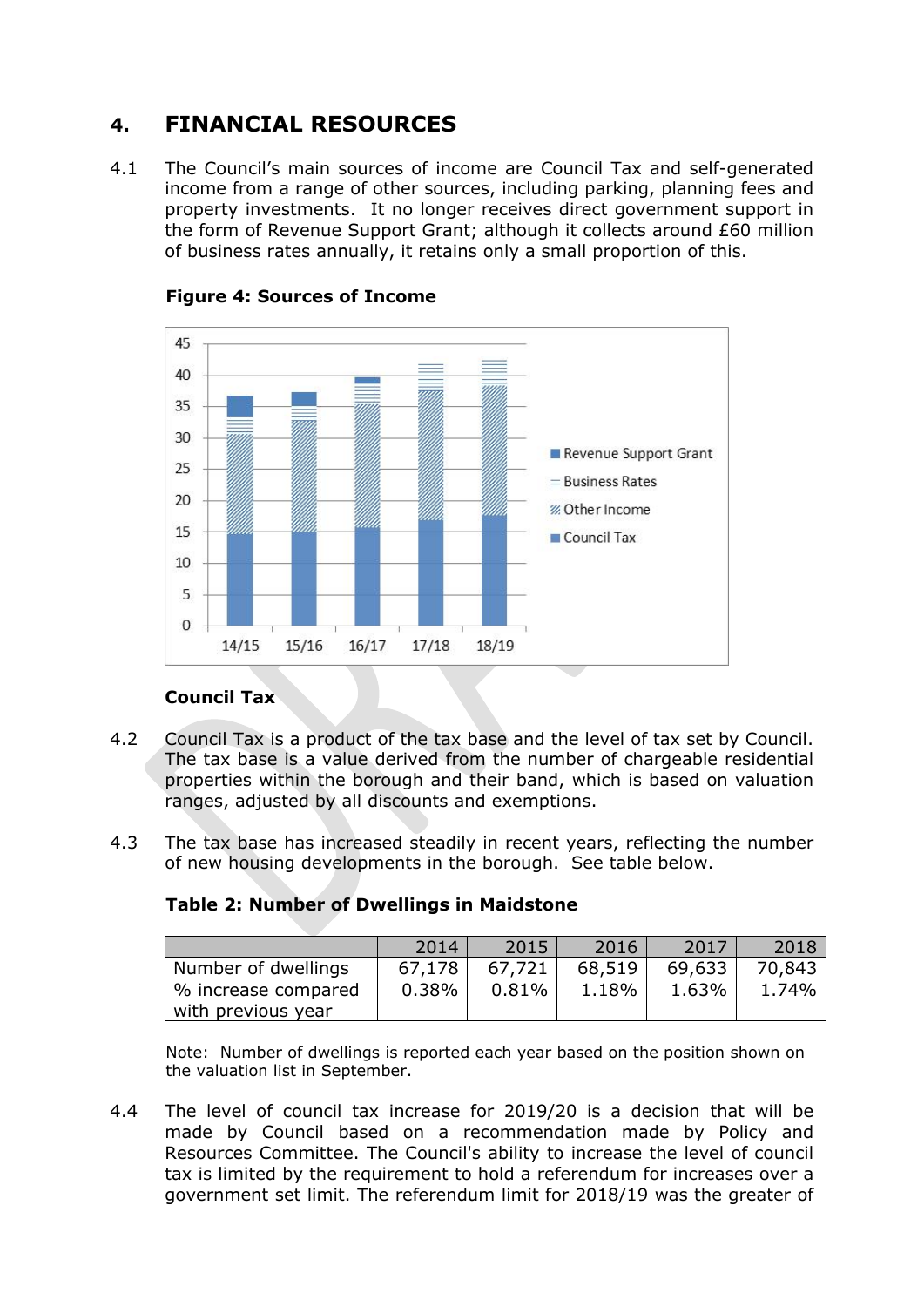## 4. FINANCIAL RESOURCES

4.1 The Council's main sources of income are Council Tax and self-generated income from a range of other sources, including parking, planning fees and property investments. It no longer receives direct government support in the form of Revenue Support Grant; although it collects around £60 million of business rates annually, it retains only a small proportion of this.

**Figure 4: Sources of Income**

45
40
35
30
25
20
15
10
5
0

14/15 15/16 16/17 17/18 18/19

Revenue Support Grant
Business Rates
Other Income
Council Tax

**Council Tax**

4.2 Council Tax is a product of the tax base and the level of tax set by Council. The tax base is a value derived from the number of chargeable residential properties within the borough and their band, which is based on valuation ranges, adjusted by all discounts and exemptions.

4.3 The tax base has increased steadily in recent years, reflecting the number of new housing developments in the borough. See table below.

**Table 2: Number of Dwellings in Maidstone**

| | 2014 | 2015 | 2016 | 2017 | 2018 |
|---|---|---|---|---|---|
| Number of dwellings | 67,178 | 67,721 | 68,519 | 69,633 | 70,843 |
| % increase compared with previous year | 0.38% | 0.81% | 1.18% | 1.63% | 1.74% |

Note: Number of dwellings is reported each year based on the position shown on the valuation list in September.

4.4 The level of council tax increase for 2019/20 is a decision that will be made by Council based on a recommendation made by Policy and Resources Committee. The Council's ability to increase the level of council tax is limited by the requirement to hold a referendum for increases over a government set limit. The referendum limit for 2018/19 was the greater of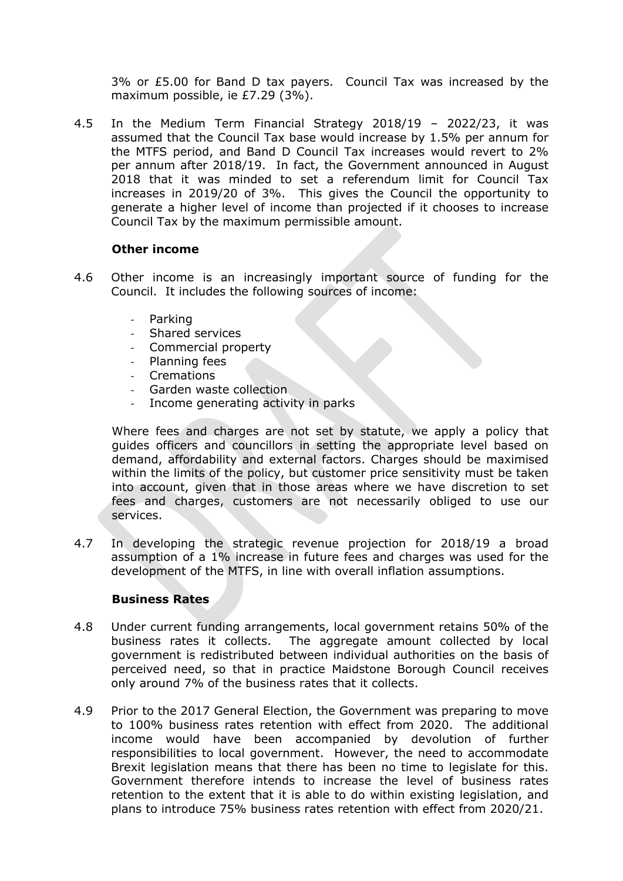3% or £5.00 for Band D tax payers. Council Tax was increased by the maximum possible, ie £7.29 (3%).

4.5 In the Medium Term Financial Strategy 2018/19 – 2022/23, it was assumed that the Council Tax base would increase by 1.5% per annum for the MTFS period, and Band D Council Tax increases would revert to 2% per annum after 2018/19. In fact, the Government announced in August 2018 that it was minded to set a referendum limit for Council Tax increases in 2019/20 of 3%. This gives the Council the opportunity to generate a higher level of income than projected if it chooses to increase Council Tax by the maximum permissible amount.

**Other income**

4.6 Other income is an increasingly important source of funding for the Council. It includes the following sources of income:

- Parking
- Shared services
- Commercial property
- Planning fees
- Cremations
- Garden waste collection
- Income generating activity in parks

Where fees and charges are not set by statute, we apply a policy that guides officers and councillors in setting the appropriate level based on demand, affordability and external factors. Charges should be maximised within the limits of the policy, but customer price sensitivity must be taken into account, given that in those areas where we have discretion to set fees and charges, customers are not necessarily obliged to use our services.

4.7 In developing the strategic revenue projection for 2018/19 a broad assumption of a 1% increase in future fees and charges was used for the development of the MTFS, in line with overall inflation assumptions.

**Business Rates**

4.8 Under current funding arrangements, local government retains 50% of the business rates it collects. The aggregate amount collected by local government is redistributed between individual authorities on the basis of perceived need, so that in practice Maidstone Borough Council receives only around 7% of the business rates that it collects.

4.9 Prior to the 2017 General Election, the Government was preparing to move to 100% business rates retention with effect from 2020. The additional income would have been accompanied by devolution of further responsibilities to local government. However, the need to accommodate Brexit legislation means that there has been no time to legislate for this. Government therefore intends to increase the level of business rates retention to the extent that it is able to do within existing legislation, and plans to introduce 75% business rates retention with effect from 2020/21.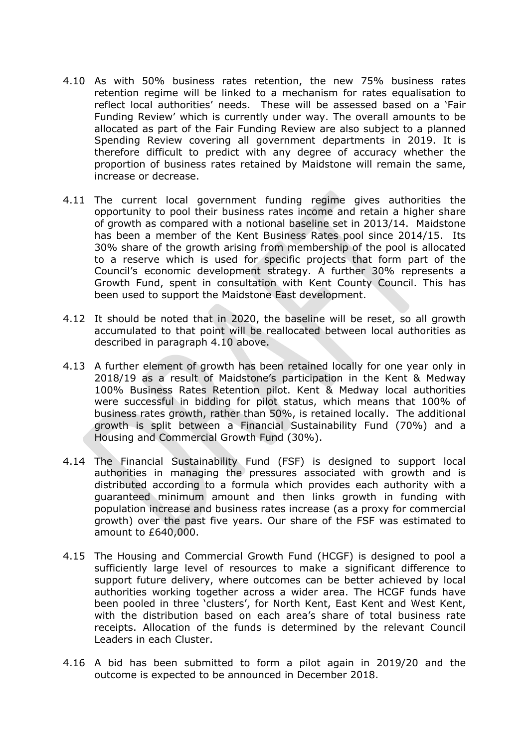4.10 As with 50% business rates retention, the new 75% business rates retention regime will be linked to a mechanism for rates equalisation to reflect local authorities' needs. These will be assessed based on a 'Fair Funding Review' which is currently under way. The overall amounts to be allocated as part of the Fair Funding Review are also subject to a planned Spending Review covering all government departments in 2019. It is therefore difficult to predict with any degree of accuracy whether the proportion of business rates retained by Maidstone will remain the same, increase or decrease.

4.11 The current local government funding regime gives authorities the opportunity to pool their business rates income and retain a higher share of growth as compared with a notional baseline set in 2013/14. Maidstone has been a member of the Kent Business Rates pool since 2014/15. Its 30% share of the growth arising from membership of the pool is allocated to a reserve which is used for specific projects that form part of the Council's economic development strategy. A further 30% represents a Growth Fund, spent in consultation with Kent County Council. This has been used to support the Maidstone East development.

4.12 It should be noted that in 2020, the baseline will be reset, so all growth accumulated to that point will be reallocated between local authorities as described in paragraph 4.10 above.

4.13 A further element of growth has been retained locally for one year only in 2018/19 as a result of Maidstone's participation in the Kent & Medway 100% Business Rates Retention pilot. Kent & Medway local authorities were successful in bidding for pilot status, which means that 100% of business rates growth, rather than 50%, is retained locally. The additional growth is split between a Financial Sustainability Fund (70%) and a Housing and Commercial Growth Fund (30%).

4.14 The Financial Sustainability Fund (FSF) is designed to support local authorities in managing the pressures associated with growth and is distributed according to a formula which provides each authority with a guaranteed minimum amount and then links growth in funding with population increase and business rates increase (as a proxy for commercial growth) over the past five years. Our share of the FSF was estimated to amount to £640,000.

4.15 The Housing and Commercial Growth Fund (HCGF) is designed to pool a sufficiently large level of resources to make a significant difference to support future delivery, where outcomes can be better achieved by local authorities working together across a wider area. The HCGF funds have been pooled in three 'clusters', for North Kent, East Kent and West Kent, with the distribution based on each area's share of total business rate receipts. Allocation of the funds is determined by the relevant Council Leaders in each Cluster.

4.16 A bid has been submitted to form a pilot again in 2019/20 and the outcome is expected to be announced in December 2018.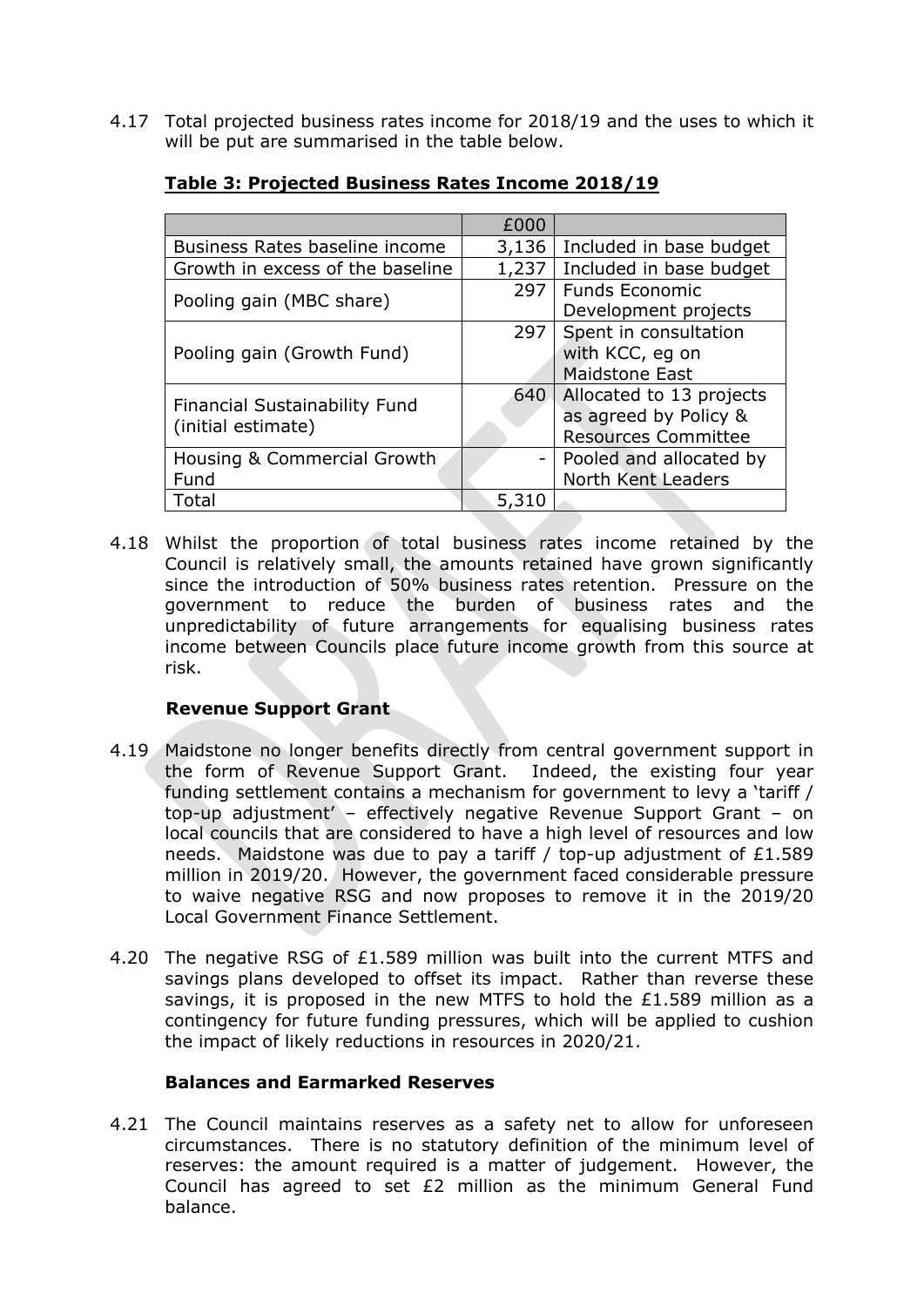4.17 Total projected business rates income for 2018/19 and the uses to which it will be put are summarised in the table below.

**Table 3: Projected Business Rates Income 2018/19**

| | £000 | |
|---|---|---|
| Business Rates baseline income | 3,136 | Included in base budget |
| Growth in excess of the baseline | 1,237 | Included in base budget |
| Pooling gain (MBC share) | 297 | Funds Economic Development projects |
| Pooling gain (Growth Fund) | 297 | Spent in consultation with KCC, eg on Maidstone East |
| Financial Sustainability Fund (initial estimate) | 640 | Allocated to 13 projects as agreed by Policy & Resources Committee |
| Housing & Commercial Growth Fund | - | Pooled and allocated by North Kent Leaders |
| Total | 5,310 | |

4.18 Whilst the proportion of total business rates income retained by the Council is relatively small, the amounts retained have grown significantly since the introduction of 50% business rates retention. Pressure on the government to reduce the burden of business rates and the unpredictability of future arrangements for equalising business rates income between Councils place future income growth from this source at risk.

**Revenue Support Grant**

4.19 Maidstone no longer benefits directly from central government support in the form of Revenue Support Grant. Indeed, the existing four year funding settlement contains a mechanism for government to levy a 'tariff / top-up adjustment' – effectively negative Revenue Support Grant – on local councils that are considered to have a high level of resources and low needs. Maidstone was due to pay a tariff / top-up adjustment of £1.589 million in 2019/20. However, the government faced considerable pressure to waive negative RSG and now proposes to remove it in the 2019/20 Local Government Finance Settlement.

4.20 The negative RSG of £1.589 million was built into the current MTFS and savings plans developed to offset its impact. Rather than reverse these savings, it is proposed in the new MTFS to hold the £1.589 million as a contingency for future funding pressures, which will be applied to cushion the impact of likely reductions in resources in 2020/21.

**Balances and Earmarked Reserves**

4.21 The Council maintains reserves as a safety net to allow for unforeseen circumstances. There is no statutory definition of the minimum level of reserves: the amount required is a matter of judgement. However, the Council has agreed to set £2 million as the minimum General Fund balance.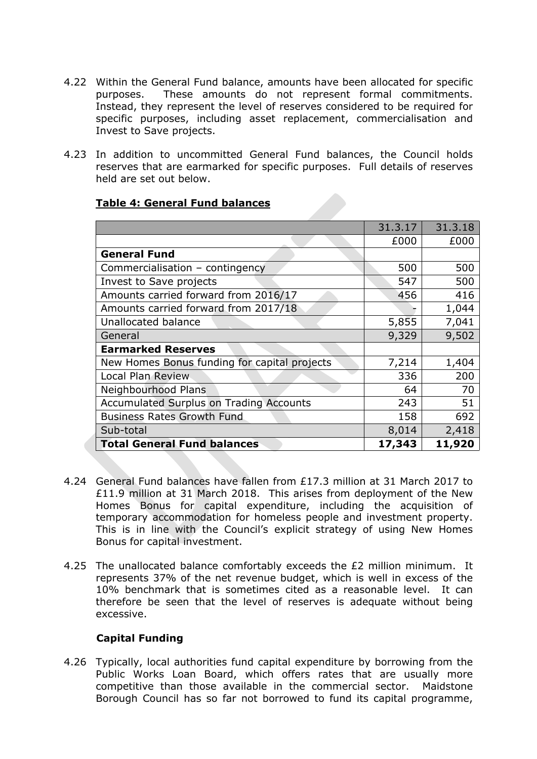4.22 Within the General Fund balance, amounts have been allocated for specific purposes. These amounts do not represent formal commitments. Instead, they represent the level of reserves considered to be required for specific purposes, including asset replacement, commercialisation and Invest to Save projects.

4.23 In addition to uncommitted General Fund balances, the Council holds reserves that are earmarked for specific purposes. Full details of reserves held are set out below.

**Table 4: General Fund balances**

| | 31.3.17 | 31.3.18 |
|---|---:|---:|
| | £000 | £000 |
| **General Fund** | | |
| Commercialisation – contingency | 500 | 500 |
| Invest to Save projects | 547 | 500 |
| Amounts carried forward from 2016/17 | 456 | 416 |
| Amounts carried forward from 2017/18 | - | 1,044 |
| Unallocated balance | 5,855 | 7,041 |
| General | 9,329 | 9,502 |
| **Earmarked Reserves** | | |
| New Homes Bonus funding for capital projects | 7,214 | 1,404 |
| Local Plan Review | 336 | 200 |
| Neighbourhood Plans | 64 | 70 |
| Accumulated Surplus on Trading Accounts | 243 | 51 |
| Business Rates Growth Fund | 158 | 692 |
| Sub-total | 8,014 | 2,418 |
| **Total General Fund balances** | **17,343** | **11,920** |

4.24 General Fund balances have fallen from £17.3 million at 31 March 2017 to £11.9 million at 31 March 2018. This arises from deployment of the New Homes Bonus for capital expenditure, including the acquisition of temporary accommodation for homeless people and investment property. This is in line with the Council's explicit strategy of using New Homes Bonus for capital investment.

4.25 The unallocated balance comfortably exceeds the £2 million minimum. It represents 37% of the net revenue budget, which is well in excess of the 10% benchmark that is sometimes cited as a reasonable level. It can therefore be seen that the level of reserves is adequate without being excessive.

**Capital Funding**

4.26 Typically, local authorities fund capital expenditure by borrowing from the Public Works Loan Board, which offers rates that are usually more competitive than those available in the commercial sector. Maidstone Borough Council has so far not borrowed to fund its capital programme,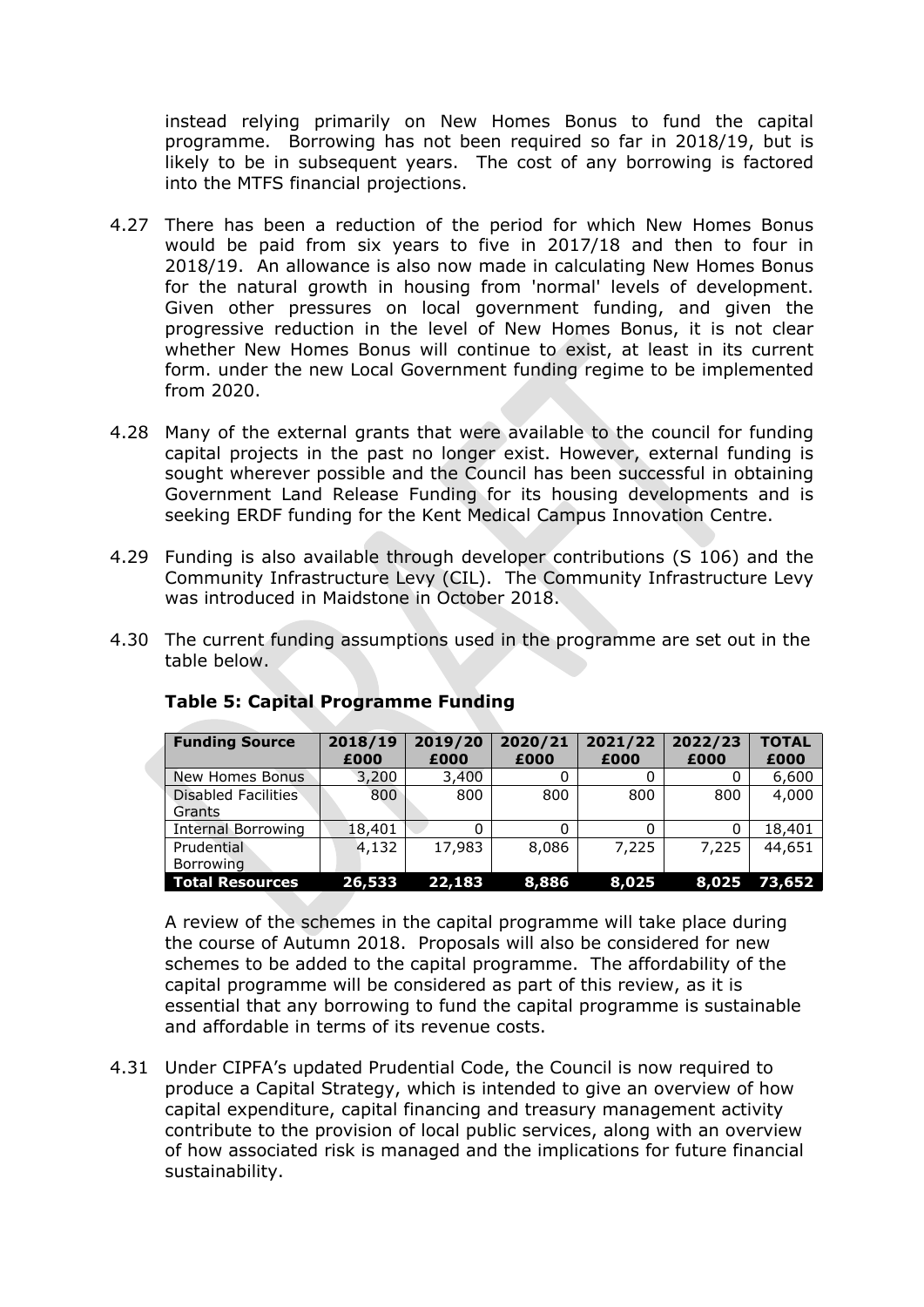instead relying primarily on New Homes Bonus to fund the capital programme. Borrowing has not been required so far in 2018/19, but is likely to be in subsequent years. The cost of any borrowing is factored into the MTFS financial projections.

4.27 There has been a reduction of the period for which New Homes Bonus would be paid from six years to five in 2017/18 and then to four in 2018/19. An allowance is also now made in calculating New Homes Bonus for the natural growth in housing from 'normal' levels of development. Given other pressures on local government funding, and given the progressive reduction in the level of New Homes Bonus, it is not clear whether New Homes Bonus will continue to exist, at least in its current form. under the new Local Government funding regime to be implemented from 2020.

4.28 Many of the external grants that were available to the council for funding capital projects in the past no longer exist. However, external funding is sought wherever possible and the Council has been successful in obtaining Government Land Release Funding for its housing developments and is seeking ERDF funding for the Kent Medical Campus Innovation Centre.

4.29 Funding is also available through developer contributions (S 106) and the Community Infrastructure Levy (CIL). The Community Infrastructure Levy was introduced in Maidstone in October 2018.

4.30 The current funding assumptions used in the programme are set out in the table below.

**Table 5: Capital Programme Funding**

| Funding Source | 2018/19 £000 | 2019/20 £000 | 2020/21 £000 | 2021/22 £000 | 2022/23 £000 | TOTAL £000 |
|---|---|---|---|---|---|---|
| New Homes Bonus | 3,200 | 3,400 | 0 | 0 | 0 | 6,600 |
| Disabled Facilities Grants | 800 | 800 | 800 | 800 | 800 | 4,000 |
| Internal Borrowing | 18,401 | 0 | 0 | 0 | 0 | 18,401 |
| Prudential Borrowing | 4,132 | 17,983 | 8,086 | 7,225 | 7,225 | 44,651 |
| **Total Resources** | **26,533** | **22,183** | **8,886** | **8,025** | **8,025** | **73,652** |

A review of the schemes in the capital programme will take place during the course of Autumn 2018. Proposals will also be considered for new schemes to be added to the capital programme. The affordability of the capital programme will be considered as part of this review, as it is essential that any borrowing to fund the capital programme is sustainable and affordable in terms of its revenue costs.

4.31 Under CIPFA's updated Prudential Code, the Council is now required to produce a Capital Strategy, which is intended to give an overview of how capital expenditure, capital financing and treasury management activity contribute to the provision of local public services, along with an overview of how associated risk is managed and the implications for future financial sustainability.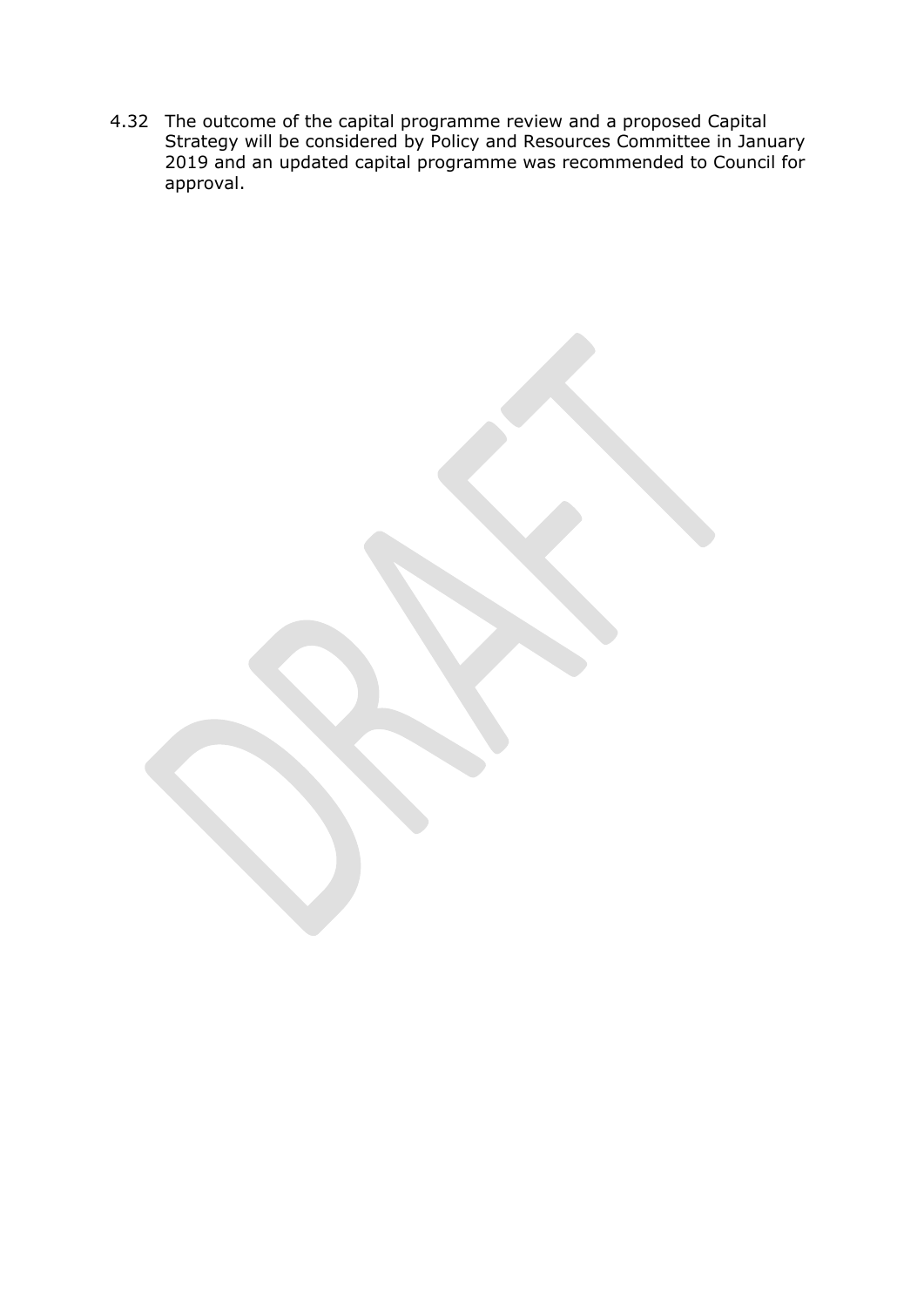4.32 The outcome of the capital programme review and a proposed Capital Strategy will be considered by Policy and Resources Committee in January 2019 and an updated capital programme was recommended to Council for approval.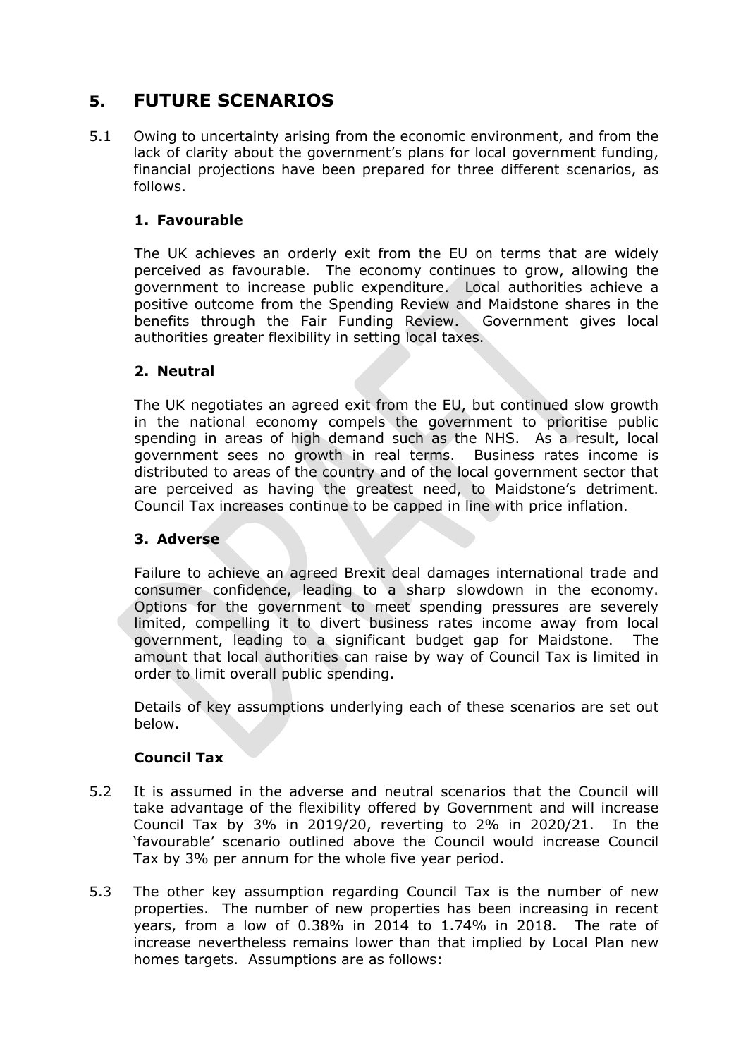## 5. FUTURE SCENARIOS

5.1 Owing to uncertainty arising from the economic environment, and from the lack of clarity about the government's plans for local government funding, financial projections have been prepared for three different scenarios, as follows.

**1. Favourable**

The UK achieves an orderly exit from the EU on terms that are widely perceived as favourable. The economy continues to grow, allowing the government to increase public expenditure. Local authorities achieve a positive outcome from the Spending Review and Maidstone shares in the benefits through the Fair Funding Review. Government gives local authorities greater flexibility in setting local taxes.

**2. Neutral**

The UK negotiates an agreed exit from the EU, but continued slow growth in the national economy compels the government to prioritise public spending in areas of high demand such as the NHS. As a result, local government sees no growth in real terms. Business rates income is distributed to areas of the country and of the local government sector that are perceived as having the greatest need, to Maidstone's detriment. Council Tax increases continue to be capped in line with price inflation.

**3. Adverse**

Failure to achieve an agreed Brexit deal damages international trade and consumer confidence, leading to a sharp slowdown in the economy. Options for the government to meet spending pressures are severely limited, compelling it to divert business rates income away from local government, leading to a significant budget gap for Maidstone. The amount that local authorities can raise by way of Council Tax is limited in order to limit overall public spending.

Details of key assumptions underlying each of these scenarios are set out below.

**Council Tax**

5.2 It is assumed in the adverse and neutral scenarios that the Council will take advantage of the flexibility offered by Government and will increase Council Tax by 3% in 2019/20, reverting to 2% in 2020/21. In the 'favourable' scenario outlined above the Council would increase Council Tax by 3% per annum for the whole five year period.

5.3 The other key assumption regarding Council Tax is the number of new properties. The number of new properties has been increasing in recent years, from a low of 0.38% in 2014 to 1.74% in 2018. The rate of increase nevertheless remains lower than that implied by Local Plan new homes targets. Assumptions are as follows: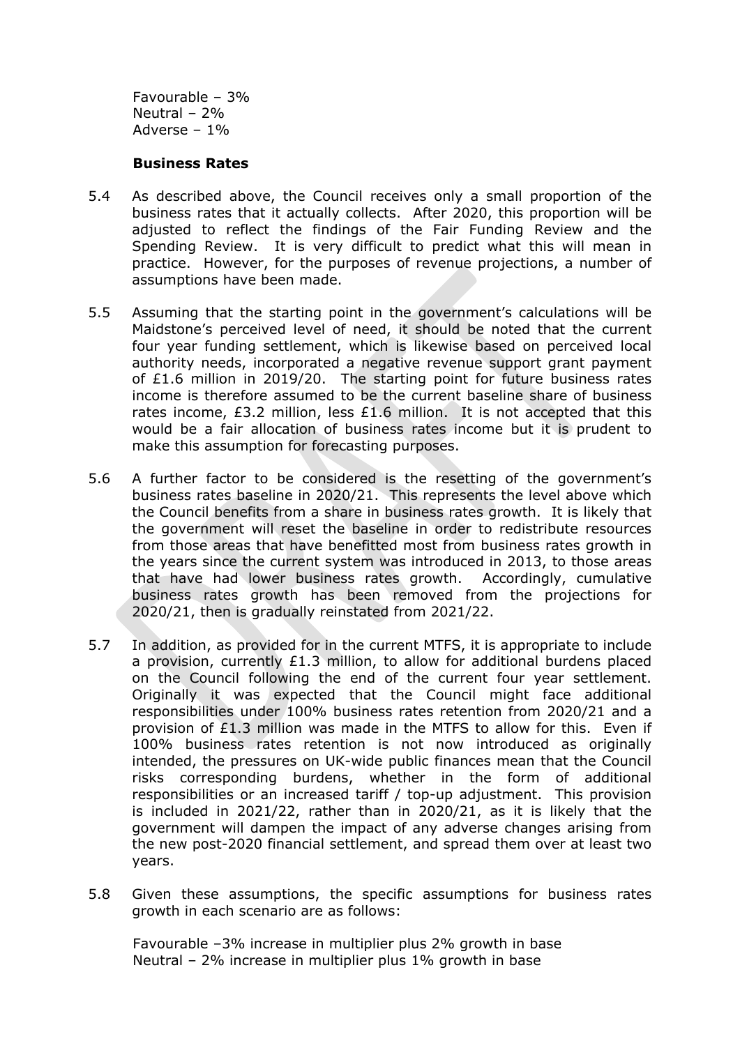Favourable – 3%
Neutral – 2%
Adverse – 1%

**Business Rates**

5.4 As described above, the Council receives only a small proportion of the business rates that it actually collects. After 2020, this proportion will be adjusted to reflect the findings of the Fair Funding Review and the Spending Review. It is very difficult to predict what this will mean in practice. However, for the purposes of revenue projections, a number of assumptions have been made.

5.5 Assuming that the starting point in the government's calculations will be Maidstone's perceived level of need, it should be noted that the current four year funding settlement, which is likewise based on perceived local authority needs, incorporated a negative revenue support grant payment of £1.6 million in 2019/20. The starting point for future business rates income is therefore assumed to be the current baseline share of business rates income, £3.2 million, less £1.6 million. It is not accepted that this would be a fair allocation of business rates income but it is prudent to make this assumption for forecasting purposes.

5.6 A further factor to be considered is the resetting of the government's business rates baseline in 2020/21. This represents the level above which the Council benefits from a share in business rates growth. It is likely that the government will reset the baseline in order to redistribute resources from those areas that have benefitted most from business rates growth in the years since the current system was introduced in 2013, to those areas that have had lower business rates growth. Accordingly, cumulative business rates growth has been removed from the projections for 2020/21, then is gradually reinstated from 2021/22.

5.7 In addition, as provided for in the current MTFS, it is appropriate to include a provision, currently £1.3 million, to allow for additional burdens placed on the Council following the end of the current four year settlement. Originally it was expected that the Council might face additional responsibilities under 100% business rates retention from 2020/21 and a provision of £1.3 million was made in the MTFS to allow for this. Even if 100% business rates retention is not now introduced as originally intended, the pressures on UK-wide public finances mean that the Council risks corresponding burdens, whether in the form of additional responsibilities or an increased tariff / top-up adjustment. This provision is included in 2021/22, rather than in 2020/21, as it is likely that the government will dampen the impact of any adverse changes arising from the new post-2020 financial settlement, and spread them over at least two years.

5.8 Given these assumptions, the specific assumptions for business rates growth in each scenario are as follows:

Favourable –3% increase in multiplier plus 2% growth in base
Neutral – 2% increase in multiplier plus 1% growth in base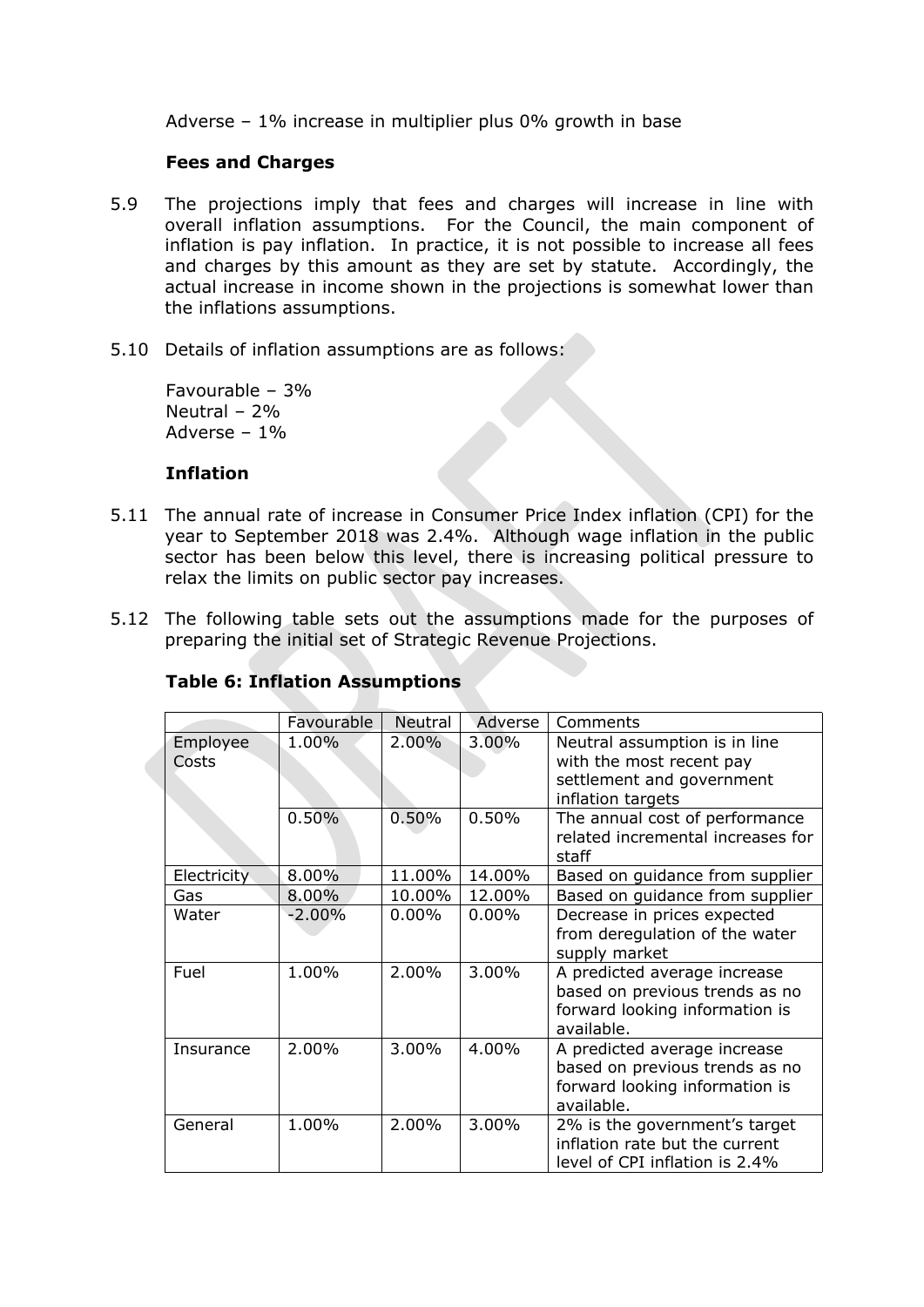Adverse – 1% increase in multiplier plus 0% growth in base

**Fees and Charges**

5.9 The projections imply that fees and charges will increase in line with overall inflation assumptions. For the Council, the main component of inflation is pay inflation. In practice, it is not possible to increase all fees and charges by this amount as they are set by statute. Accordingly, the actual increase in income shown in the projections is somewhat lower than the inflations assumptions.

5.10 Details of inflation assumptions are as follows:

Favourable – 3%
Neutral – 2%
Adverse – 1%

**Inflation**

5.11 The annual rate of increase in Consumer Price Index inflation (CPI) for the year to September 2018 was 2.4%. Although wage inflation in the public sector has been below this level, there is increasing political pressure to relax the limits on public sector pay increases.

5.12 The following table sets out the assumptions made for the purposes of preparing the initial set of Strategic Revenue Projections.

**Table 6: Inflation Assumptions**

| | Favourable | Neutral | Adverse | Comments |
|---|---|---|---|---|
| Employee Costs | 1.00% | 2.00% | 3.00% | Neutral assumption is in line with the most recent pay settlement and government inflation targets |
| | 0.50% | 0.50% | 0.50% | The annual cost of performance related incremental increases for staff |
| Electricity | 8.00% | 11.00% | 14.00% | Based on guidance from supplier |
| Gas | 8.00% | 10.00% | 12.00% | Based on guidance from supplier |
| Water | -2.00% | 0.00% | 0.00% | Decrease in prices expected from deregulation of the water supply market |
| Fuel | 1.00% | 2.00% | 3.00% | A predicted average increase based on previous trends as no forward looking information is available. |
| Insurance | 2.00% | 3.00% | 4.00% | A predicted average increase based on previous trends as no forward looking information is available. |
| General | 1.00% | 2.00% | 3.00% | 2% is the government's target inflation rate but the current level of CPI inflation is 2.4% |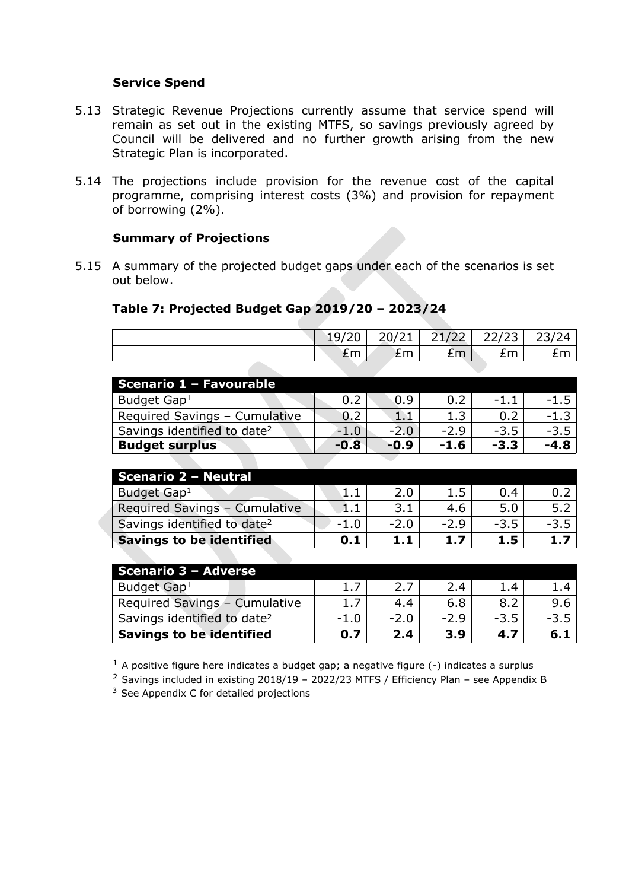### Service Spend

5.13 Strategic Revenue Projections currently assume that service spend will remain as set out in the existing MTFS, so savings previously agreed by Council will be delivered and no further growth arising from the new Strategic Plan is incorporated.

5.14 The projections include provision for the revenue cost of the capital programme, comprising interest costs (3%) and provision for repayment of borrowing (2%).

### Summary of Projections

5.15 A summary of the projected budget gaps under each of the scenarios is set out below.

**Table 7: Projected Budget Gap 2019/20 – 2023/24**

| | 19/20 | 20/21 | 21/22 | 22/23 | 23/24 |
|---|---|---|---|---|---|
| | £m | £m | £m | £m | £m |
| **Scenario 1 – Favourable** | | | | | |
| Budget Gap[1] | 0.2 | 0.9 | 0.2 | -1.1 | -1.5 |
| Required Savings – Cumulative | 0.2 | 1.1 | 1.3 | 0.2 | -1.3 |
| Savings identified to date[2] | -1.0 | -2.0 | -2.9 | -3.5 | -3.5 |
| **Budget surplus** | **-0.8** | **-0.9** | **-1.6** | **-3.3** | **-4.8** |
| **Scenario 2 – Neutral** | | | | | |
| Budget Gap[1] | 1.1 | 2.0 | 1.5 | 0.4 | 0.2 |
| Required Savings – Cumulative | 1.1 | 3.1 | 4.6 | 5.0 | 5.2 |
| Savings identified to date[2] | -1.0 | -2.0 | -2.9 | -3.5 | -3.5 |
| **Savings to be identified** | **0.1** | **1.1** | **1.7** | **1.5** | **1.7** |
| **Scenario 3 – Adverse** | | | | | |
| Budget Gap[1] | 1.7 | 2.7 | 2.4 | 1.4 | 1.4 |
| Required Savings – Cumulative | 1.7 | 4.4 | 6.8 | 8.2 | 9.6 |
| Savings identified to date[2] | -1.0 | -2.0 | -2.9 | -3.5 | -3.5 |
| **Savings to be identified** | **0.7** | **2.4** | **3.9** | **4.7** | **6.1** |

[1] A positive figure here indicates a budget gap; a negative figure (-) indicates a surplus

[2] Savings included in existing 2018/19 – 2022/23 MTFS / Efficiency Plan – see Appendix B

[3] See Appendix C for detailed projections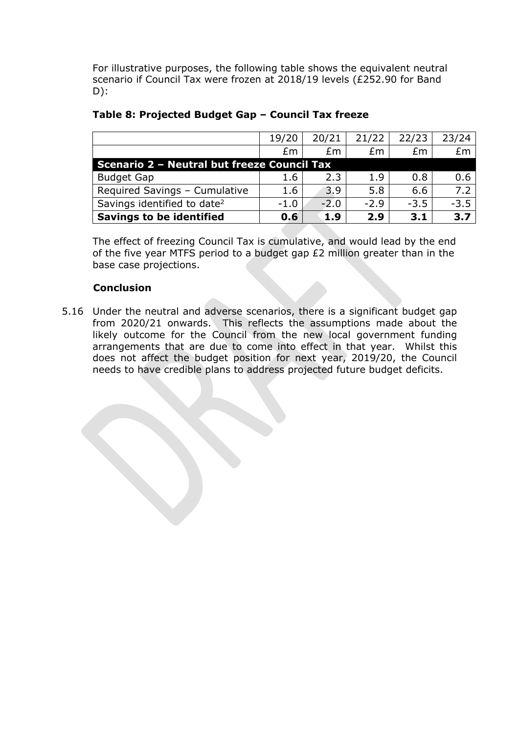For illustrative purposes, the following table shows the equivalent neutral scenario if Council Tax were frozen at 2018/19 levels (£252.90 for Band D):

**Table 8: Projected Budget Gap – Council Tax freeze**

| | 19/20 | 20/21 | 21/22 | 22/23 | 23/24 |
|---|---|---|---|---|---|
| | £m | £m | £m | £m | £m |
| **Scenario 2 – Neutral but freeze Council Tax** | | | | | |
| Budget Gap | 1.6 | 2.3 | 1.9 | 0.8 | 0.6 |
| Required Savings – Cumulative | 1.6 | 3.9 | 5.8 | 6.6 | 7.2 |
| Savings identified to date[2] | -1.0 | -2.0 | -2.9 | -3.5 | -3.5 |
| **Savings to be identified** | **0.6** | **1.9** | **2.9** | **3.1** | **3.7** |

The effect of freezing Council Tax is cumulative, and would lead by the end of the five year MTFS period to a budget gap £2 million greater than in the base case projections.

**Conclusion**

5.16 Under the neutral and adverse scenarios, there is a significant budget gap from 2020/21 onwards. This reflects the assumptions made about the likely outcome for the Council from the new local government funding arrangements that are due to come into effect in that year. Whilst this does not affect the budget position for next year, 2019/20, the Council needs to have credible plans to address projected future budget deficits.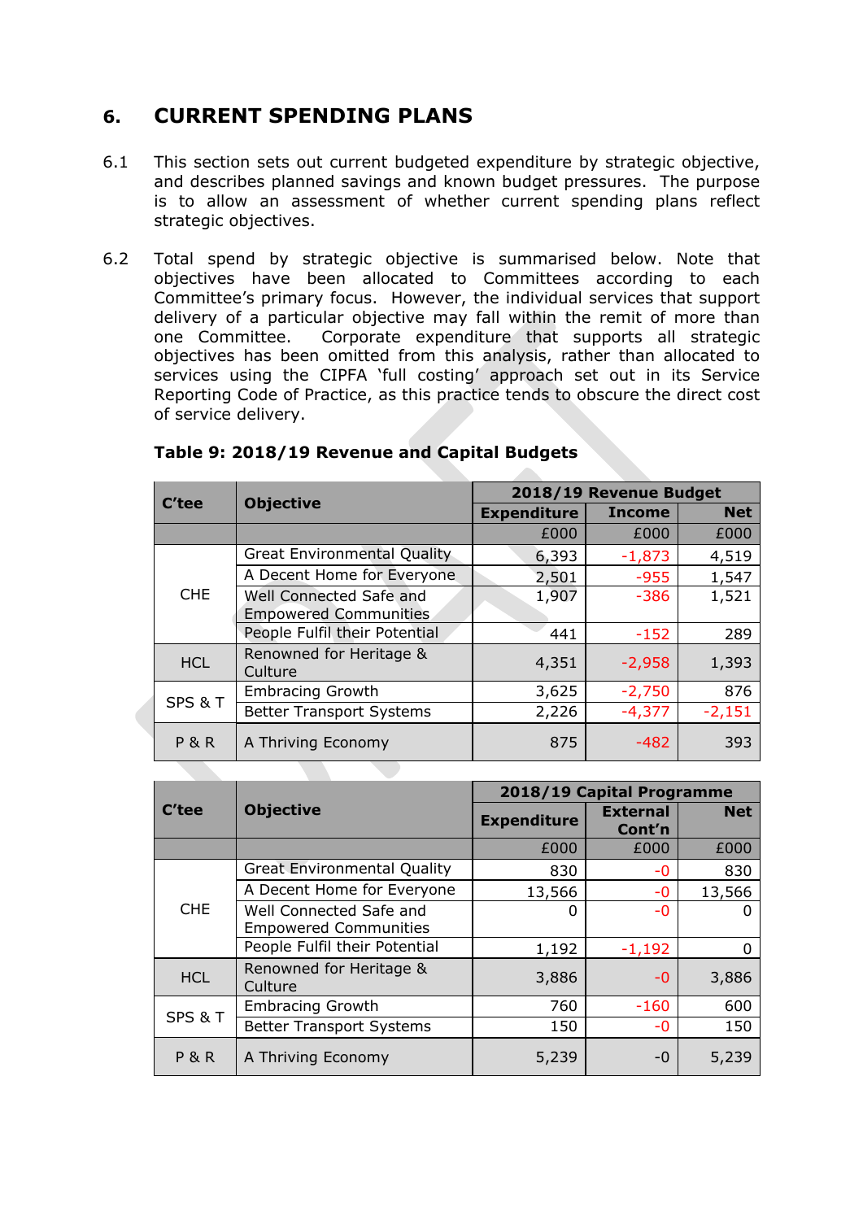## 6. CURRENT SPENDING PLANS

6.1 This section sets out current budgeted expenditure by strategic objective, and describes planned savings and known budget pressures. The purpose is to allow an assessment of whether current spending plans reflect strategic objectives.

6.2 Total spend by strategic objective is summarised below. Note that objectives have been allocated to Committees according to each Committee's primary focus. However, the individual services that support delivery of a particular objective may fall within the remit of more than one Committee. Corporate expenditure that supports all strategic objectives has been omitted from this analysis, rather than allocated to services using the CIPFA 'full costing' approach set out in its Service Reporting Code of Practice, as this practice tends to obscure the direct cost of service delivery.

**Table 9: 2018/19 Revenue and Capital Budgets**

| C'tee | Objective | 2018/19 Revenue Budget | | |
|---|---|---|---|---|
| | | Expenditure | Income | Net |
| | | £000 | £000 | £000 |
| CHE | Great Environmental Quality | 6,393 | -1,873 | 4,519 |
| | A Decent Home for Everyone | 2,501 | -955 | 1,547 |
| | Well Connected Safe and Empowered Communities | 1,907 | -386 | 1,521 |
| | People Fulfil their Potential | 441 | -152 | 289 |
| HCL | Renowned for Heritage & Culture | 4,351 | -2,958 | 1,393 |
| SPS & T | Embracing Growth | 3,625 | -2,750 | 876 |
| | Better Transport Systems | 2,226 | -4,377 | -2,151 |
| P & R | A Thriving Economy | 875 | -482 | 393 |

| C'tee | Objective | 2018/19 Capital Programme | | |
|---|---|---|---|---|
| | | Expenditure | External Cont'n | Net |
| | | £000 | £000 | £000 |
| CHE | Great Environmental Quality | 830 | -0 | 830 |
| | A Decent Home for Everyone | 13,566 | -0 | 13,566 |
| | Well Connected Safe and Empowered Communities | 0 | -0 | 0 |
| | People Fulfil their Potential | 1,192 | -1,192 | 0 |
| HCL | Renowned for Heritage & Culture | 3,886 | -0 | 3,886 |
| SPS & T | Embracing Growth | 760 | -160 | 600 |
| | Better Transport Systems | 150 | -0 | 150 |
| P & R | A Thriving Economy | 5,239 | -0 | 5,239 |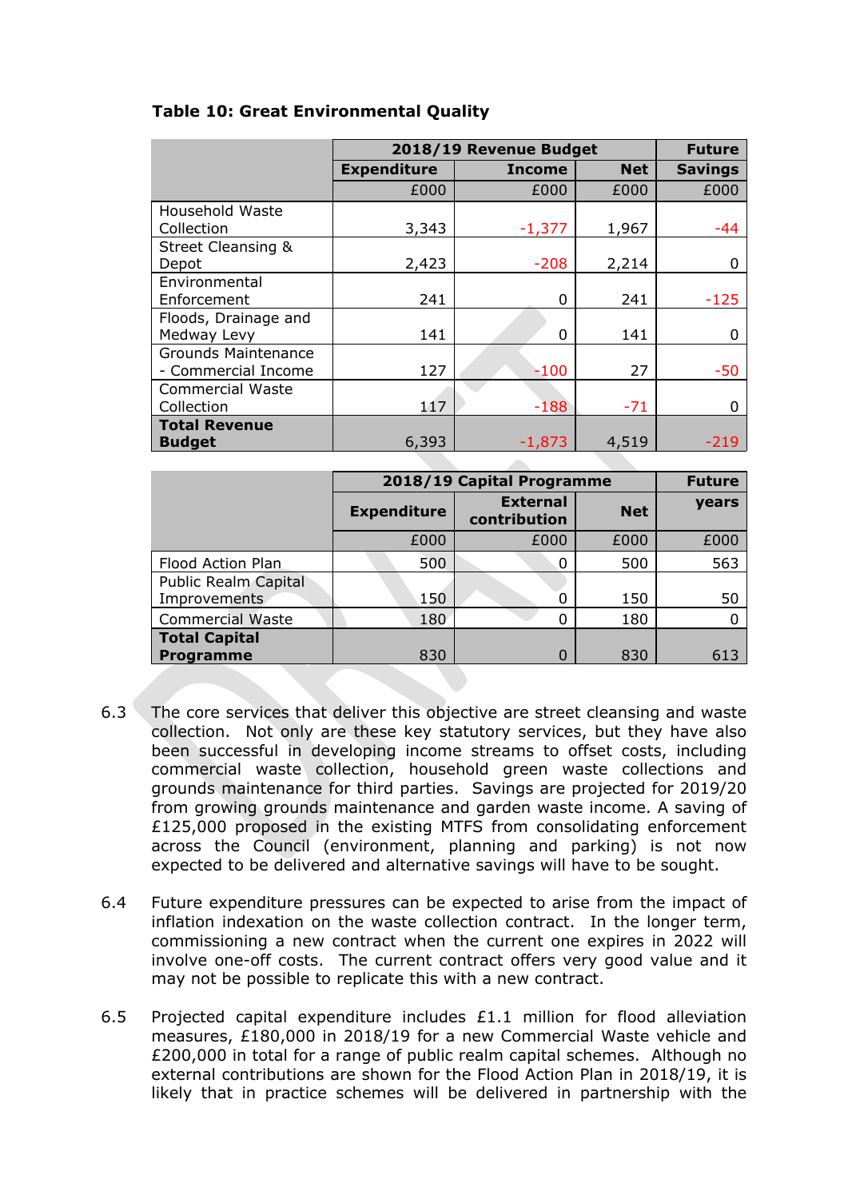**Table 10: Great Environmental Quality**

| | 2018/19 Revenue Budget | | | Future |
|---|---|---|---|---|
| | Expenditure | Income | Net | Savings |
| | £000 | £000 | £000 | £000 |
| Household Waste Collection | 3,343 | -1,377 | 1,967 | -44 |
| Street Cleansing & Depot | 2,423 | -208 | 2,214 | 0 |
| Environmental Enforcement | 241 | 0 | 241 | -125 |
| Floods, Drainage and Medway Levy | 141 | 0 | 141 | 0 |
| Grounds Maintenance - Commercial Income | 127 | -100 | 27 | -50 |
| Commercial Waste Collection | 117 | -188 | -71 | 0 |
| **Total Revenue Budget** | 6,393 | -1,873 | 4,519 | -219 |

| | 2018/19 Capital Programme | | | Future |
|---|---|---|---|---|
| | Expenditure | External contribution | Net | years |
| | £000 | £000 | £000 | £000 |
| Flood Action Plan | 500 | 0 | 500 | 563 |
| Public Realm Capital Improvements | 150 | 0 | 150 | 50 |
| Commercial Waste | 180 | 0 | 180 | 0 |
| **Total Capital Programme** | 830 | 0 | 830 | 613 |

6.3 The core services that deliver this objective are street cleansing and waste collection. Not only are these key statutory services, but they have also been successful in developing income streams to offset costs, including commercial waste collection, household green waste collections and grounds maintenance for third parties. Savings are projected for 2019/20 from growing grounds maintenance and garden waste income. A saving of £125,000 proposed in the existing MTFS from consolidating enforcement across the Council (environment, planning and parking) is not now expected to be delivered and alternative savings will have to be sought.

6.4 Future expenditure pressures can be expected to arise from the impact of inflation indexation on the waste collection contract. In the longer term, commissioning a new contract when the current one expires in 2022 will involve one-off costs. The current contract offers very good value and it may not be possible to replicate this with a new contract.

6.5 Projected capital expenditure includes £1.1 million for flood alleviation measures, £180,000 in 2018/19 for a new Commercial Waste vehicle and £200,000 in total for a range of public realm capital schemes. Although no external contributions are shown for the Flood Action Plan in 2018/19, it is likely that in practice schemes will be delivered in partnership with the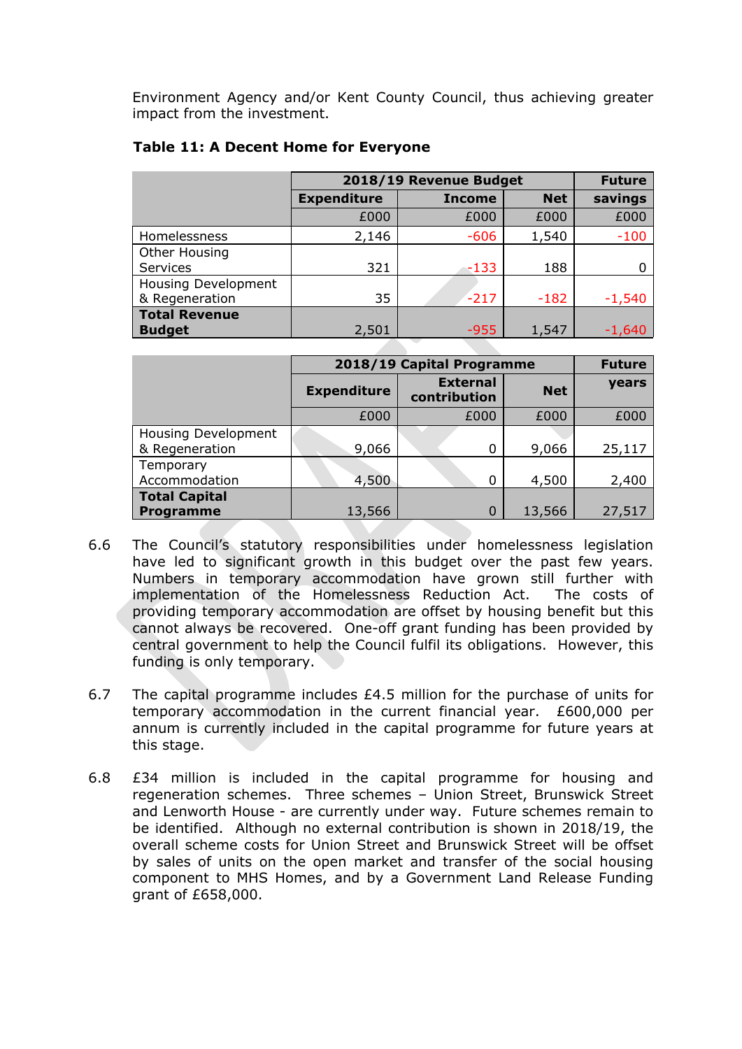Environment Agency and/or Kent County Council, thus achieving greater impact from the investment.

**Table 11: A Decent Home for Everyone**

| | 2018/19 Revenue Budget | | | Future |
|---|---|---|---|---|
| | Expenditure | Income | Net | savings |
| | £000 | £000 | £000 | £000 |
| Homelessness | 2,146 | -606 | 1,540 | -100 |
| Other Housing Services | 321 | -133 | 188 | 0 |
| Housing Development & Regeneration | 35 | -217 | -182 | -1,540 |
| **Total Revenue Budget** | 2,501 | -955 | 1,547 | -1,640 |

| | 2018/19 Capital Programme | | | Future |
|---|---|---|---|---|
| | Expenditure | External contribution | Net | years |
| | £000 | £000 | £000 | £000 |
| Housing Development & Regeneration | 9,066 | 0 | 9,066 | 25,117 |
| Temporary Accommodation | 4,500 | 0 | 4,500 | 2,400 |
| **Total Capital Programme** | 13,566 | 0 | 13,566 | 27,517 |

6.6 The Council's statutory responsibilities under homelessness legislation have led to significant growth in this budget over the past few years. Numbers in temporary accommodation have grown still further with implementation of the Homelessness Reduction Act. The costs of providing temporary accommodation are offset by housing benefit but this cannot always be recovered. One-off grant funding has been provided by central government to help the Council fulfil its obligations. However, this funding is only temporary.

6.7 The capital programme includes £4.5 million for the purchase of units for temporary accommodation in the current financial year. £600,000 per annum is currently included in the capital programme for future years at this stage.

6.8 £34 million is included in the capital programme for housing and regeneration schemes. Three schemes – Union Street, Brunswick Street and Lenworth House - are currently under way. Future schemes remain to be identified. Although no external contribution is shown in 2018/19, the overall scheme costs for Union Street and Brunswick Street will be offset by sales of units on the open market and transfer of the social housing component to MHS Homes, and by a Government Land Release Funding grant of £658,000.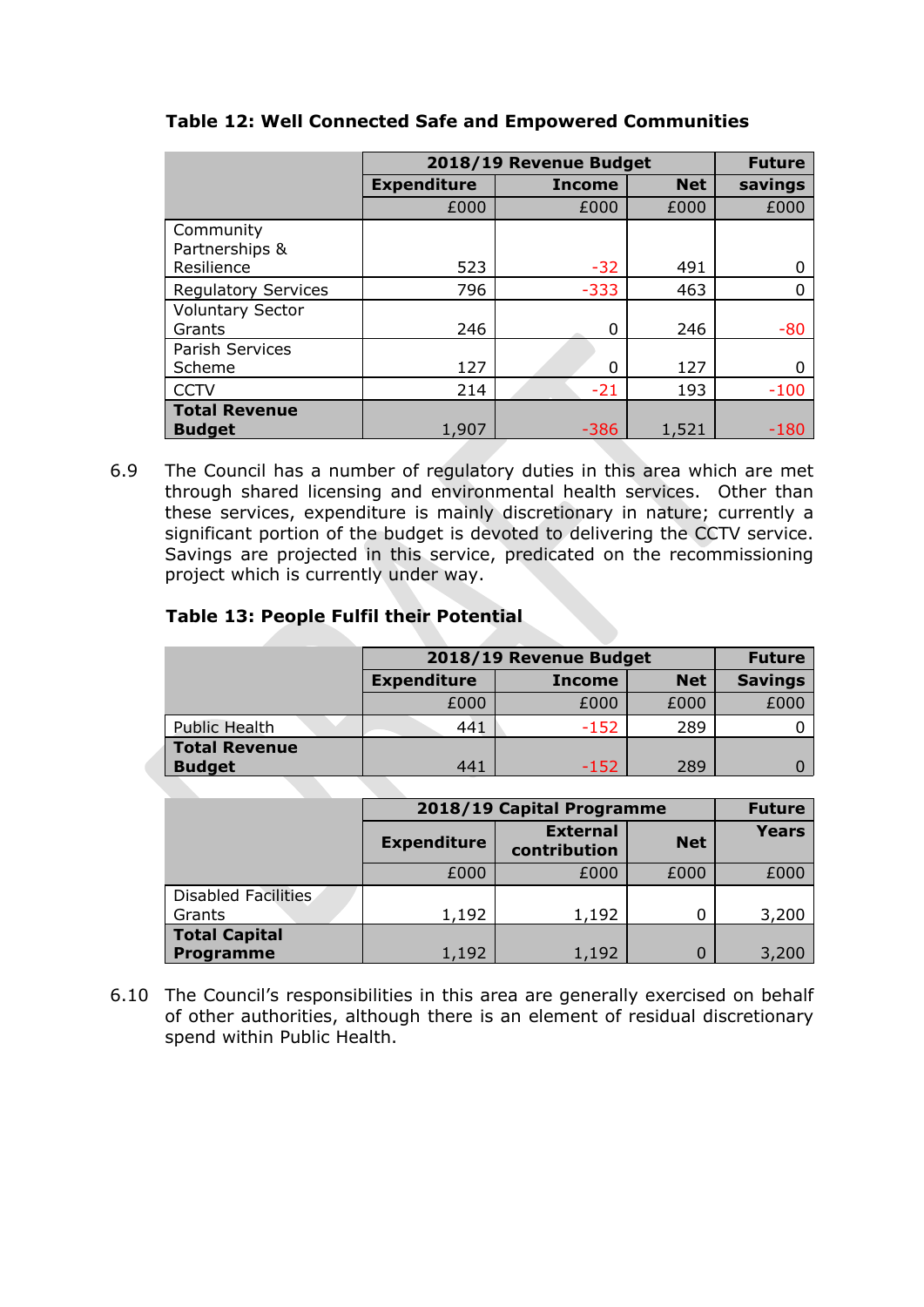**Table 12: Well Connected Safe and Empowered Communities**

| | 2018/19 Revenue Budget | | | Future |
|---|---|---|---|---|
| | Expenditure | Income | Net | savings |
| | £000 | £000 | £000 | £000 |
| Community Partnerships & Resilience | 523 | -32 | 491 | 0 |
| Regulatory Services | 796 | -333 | 463 | 0 |
| Voluntary Sector Grants | 246 | 0 | 246 | -80 |
| Parish Services Scheme | 127 | 0 | 127 | 0 |
| CCTV | 214 | -21 | 193 | -100 |
| **Total Revenue Budget** | 1,907 | -386 | 1,521 | -180 |

6.9 The Council has a number of regulatory duties in this area which are met through shared licensing and environmental health services. Other than these services, expenditure is mainly discretionary in nature; currently a significant portion of the budget is devoted to delivering the CCTV service. Savings are projected in this service, predicated on the recommissioning project which is currently under way.

**Table 13: People Fulfil their Potential**

| | 2018/19 Revenue Budget | | | Future |
|---|---|---|---|---|
| | Expenditure | Income | Net | Savings |
| | £000 | £000 | £000 | £000 |
| Public Health | 441 | -152 | 289 | 0 |
| **Total Revenue Budget** | 441 | -152 | 289 | 0 |

| | 2018/19 Capital Programme | | | Future |
|---|---|---|---|---|
| | Expenditure | External contribution | Net | Years |
| | £000 | £000 | £000 | £000 |
| Disabled Facilities Grants | 1,192 | 1,192 | 0 | 3,200 |
| **Total Capital Programme** | 1,192 | 1,192 | 0 | 3,200 |

6.10 The Council's responsibilities in this area are generally exercised on behalf of other authorities, although there is an element of residual discretionary spend within Public Health.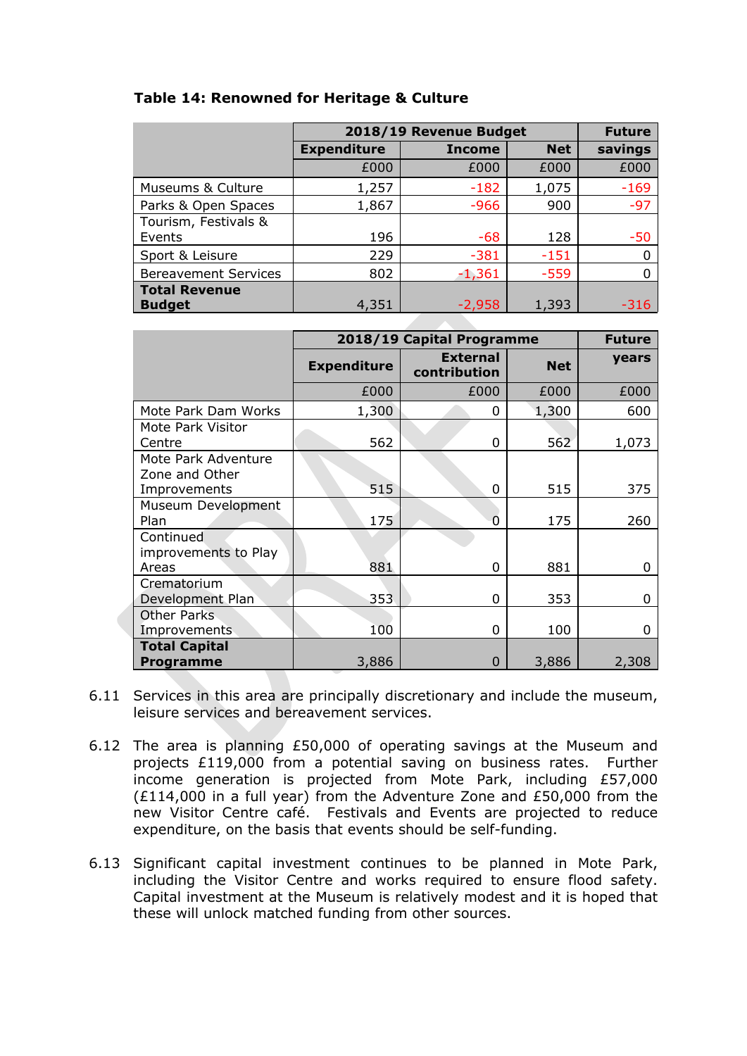**Table 14: Renowned for Heritage & Culture**

| | 2018/19 Revenue Budget | | | Future |
|---|---|---|---|---|
| | Expenditure | Income | Net | savings |
| | £000 | £000 | £000 | £000 |
| Museums & Culture | 1,257 | -182 | 1,075 | -169 |
| Parks & Open Spaces | 1,867 | -966 | 900 | -97 |
| Tourism, Festivals & Events | 196 | -68 | 128 | -50 |
| Sport & Leisure | 229 | -381 | -151 | 0 |
| Bereavement Services | 802 | -1,361 | -559 | 0 |
| **Total Revenue Budget** | 4,351 | -2,958 | 1,393 | -316 |

| | 2018/19 Capital Programme | | | Future |
|---|---|---|---|---|
| | Expenditure | External contribution | Net | years |
| | £000 | £000 | £000 | £000 |
| Mote Park Dam Works | 1,300 | 0 | 1,300 | 600 |
| Mote Park Visitor Centre | 562 | 0 | 562 | 1,073 |
| Mote Park Adventure Zone and Other Improvements | 515 | 0 | 515 | 375 |
| Museum Development Plan | 175 | 0 | 175 | 260 |
| Continued improvements to Play Areas | 881 | 0 | 881 | 0 |
| Crematorium Development Plan | 353 | 0 | 353 | 0 |
| Other Parks Improvements | 100 | 0 | 100 | 0 |
| **Total Capital Programme** | 3,886 | 0 | 3,886 | 2,308 |

6.11 Services in this area are principally discretionary and include the museum, leisure services and bereavement services.

6.12 The area is planning £50,000 of operating savings at the Museum and projects £119,000 from a potential saving on business rates. Further income generation is projected from Mote Park, including £57,000 (£114,000 in a full year) from the Adventure Zone and £50,000 from the new Visitor Centre café. Festivals and Events are projected to reduce expenditure, on the basis that events should be self-funding.

6.13 Significant capital investment continues to be planned in Mote Park, including the Visitor Centre and works required to ensure flood safety. Capital investment at the Museum is relatively modest and it is hoped that these will unlock matched funding from other sources.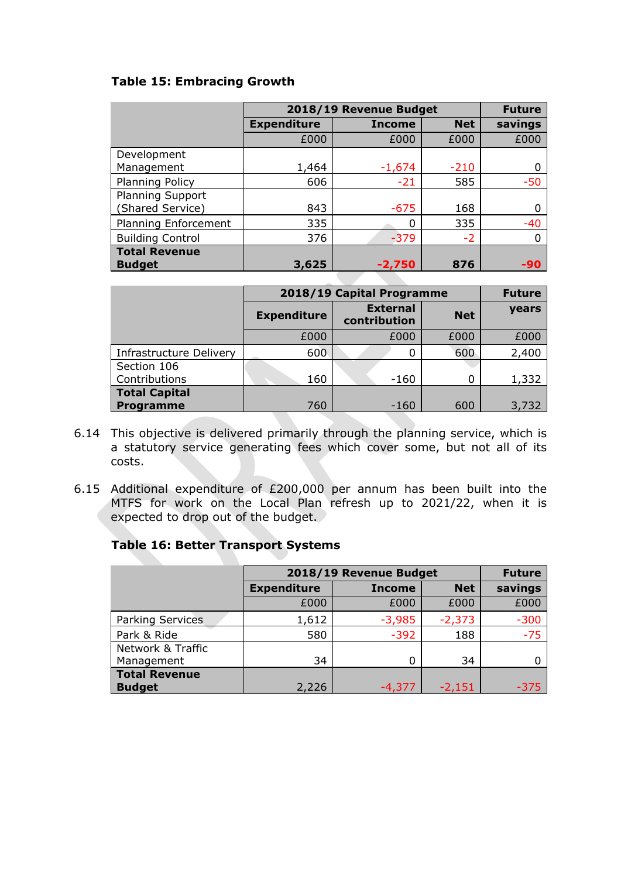**Table 15: Embracing Growth**

| | 2018/19 Revenue Budget | | | Future |
|---|---|---|---|---|
| | Expenditure | Income | Net | savings |
| | £000 | £000 | £000 | £000 |
| Development Management | 1,464 | -1,674 | -210 | 0 |
| Planning Policy | 606 | -21 | 585 | -50 |
| Planning Support (Shared Service) | 843 | -675 | 168 | 0 |
| Planning Enforcement | 335 | 0 | 335 | -40 |
| Building Control | 376 | -379 | -2 | 0 |
| **Total Revenue Budget** | **3,625** | **-2,750** | **876** | **-90** |

| | 2018/19 Capital Programme | | | Future |
|---|---|---|---|---|
| | Expenditure | External contribution | Net | years |
| | £000 | £000 | £000 | £000 |
| Infrastructure Delivery | 600 | 0 | 600 | 2,400 |
| Section 106 Contributions | 160 | -160 | 0 | 1,332 |
| **Total Capital Programme** | 760 | -160 | 600 | 3,732 |

6.14 This objective is delivered primarily through the planning service, which is a statutory service generating fees which cover some, but not all of its costs.

6.15 Additional expenditure of £200,000 per annum has been built into the MTFS for work on the Local Plan refresh up to 2021/22, when it is expected to drop out of the budget.

**Table 16: Better Transport Systems**

| | 2018/19 Revenue Budget | | | Future |
|---|---|---|---|---|
| | Expenditure | Income | Net | savings |
| | £000 | £000 | £000 | £000 |
| Parking Services | 1,612 | -3,985 | -2,373 | -300 |
| Park & Ride | 580 | -392 | 188 | -75 |
| Network & Traffic Management | 34 | 0 | 34 | 0 |
| **Total Revenue Budget** | 2,226 | -4,377 | -2,151 | -375 |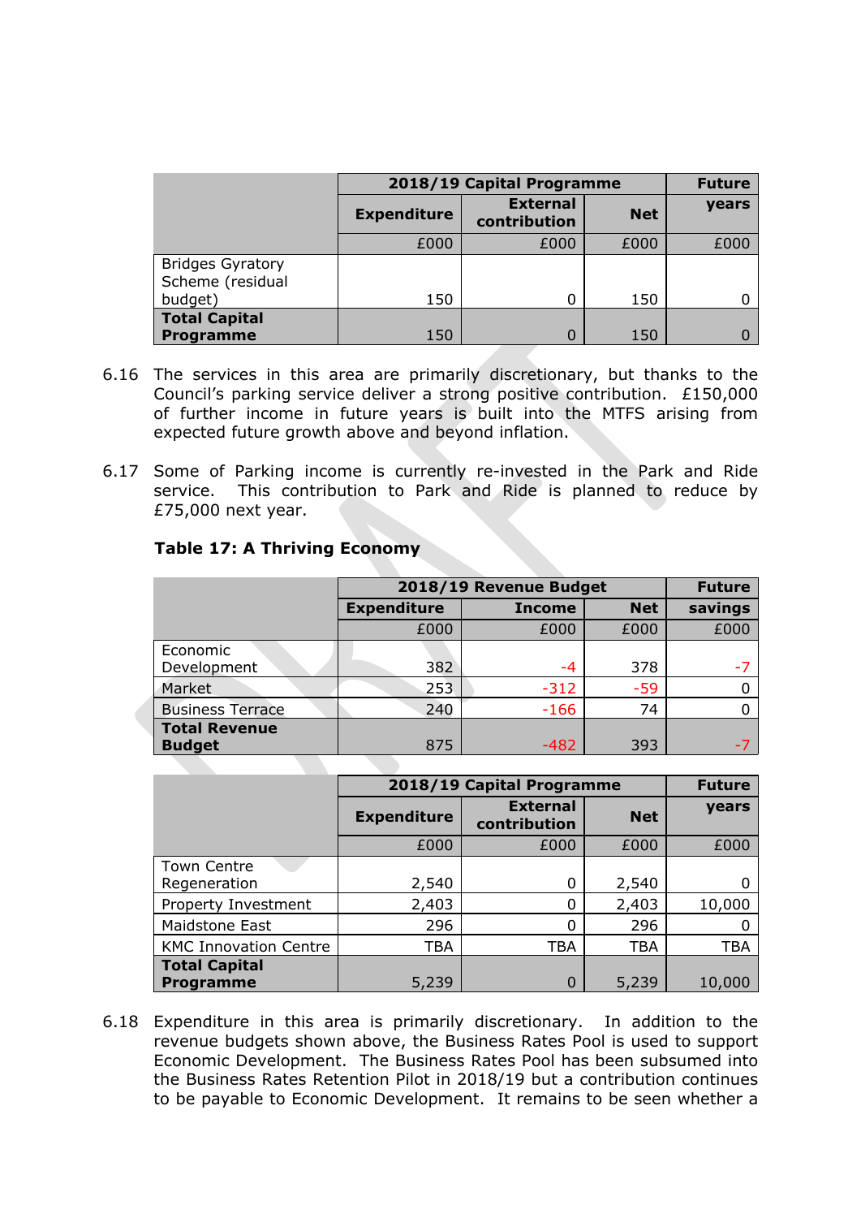| | 2018/19 Capital Programme | | | Future years |
|---|---|---|---|---|
| | Expenditure | External contribution | Net | |
| | £000 | £000 | £000 | £000 |
| Bridges Gyratory Scheme (residual budget) | 150 | 0 | 150 | 0 |
| **Total Capital Programme** | 150 | 0 | 150 | 0 |

6.16 The services in this area are primarily discretionary, but thanks to the Council's parking service deliver a strong positive contribution. £150,000 of further income in future years is built into the MTFS arising from expected future growth above and beyond inflation.

6.17 Some of Parking income is currently re-invested in the Park and Ride service. This contribution to Park and Ride is planned to reduce by £75,000 next year.

**Table 17: A Thriving Economy**

| | 2018/19 Revenue Budget | | | Future savings |
|---|---|---|---|---|
| | Expenditure | Income | Net | |
| | £000 | £000 | £000 | £000 |
| Economic Development | 382 | -4 | 378 | -7 |
| Market | 253 | -312 | -59 | 0 |
| Business Terrace | 240 | -166 | 74 | 0 |
| **Total Revenue Budget** | 875 | -482 | 393 | -7 |

| | 2018/19 Capital Programme | | | Future years |
|---|---|---|---|---|
| | Expenditure | External contribution | Net | |
| | £000 | £000 | £000 | £000 |
| Town Centre Regeneration | 2,540 | 0 | 2,540 | 0 |
| Property Investment | 2,403 | 0 | 2,403 | 10,000 |
| Maidstone East | 296 | 0 | 296 | 0 |
| KMC Innovation Centre | TBA | TBA | TBA | TBA |
| **Total Capital Programme** | 5,239 | 0 | 5,239 | 10,000 |

6.18 Expenditure in this area is primarily discretionary. In addition to the revenue budgets shown above, the Business Rates Pool is used to support Economic Development. The Business Rates Pool has been subsumed into the Business Rates Retention Pilot in 2018/19 but a contribution continues to be payable to Economic Development. It remains to be seen whether a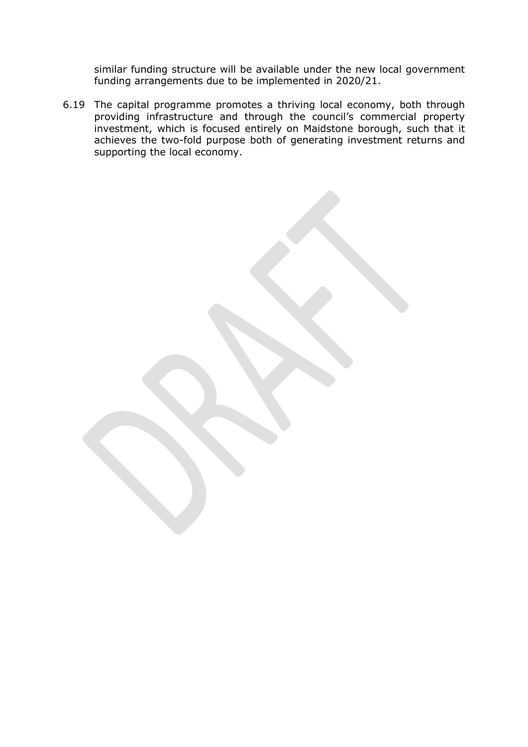similar funding structure will be available under the new local government funding arrangements due to be implemented in 2020/21.

6.19 The capital programme promotes a thriving local economy, both through providing infrastructure and through the council's commercial property investment, which is focused entirely on Maidstone borough, such that it achieves the two-fold purpose both of generating investment returns and supporting the local economy.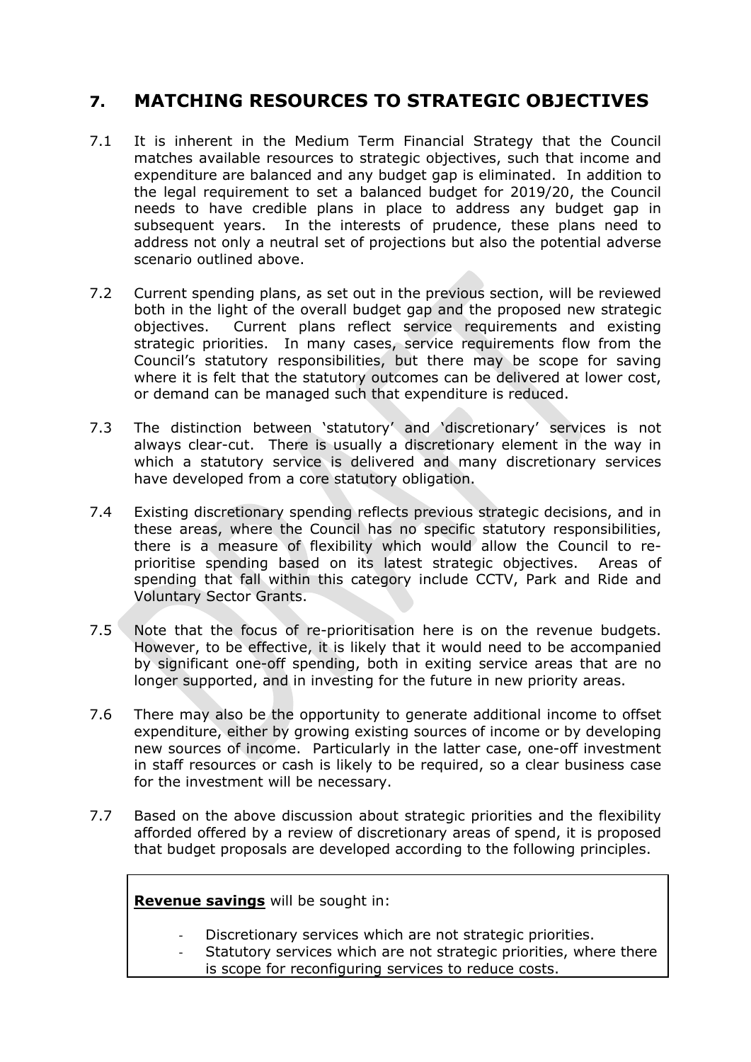## 7. MATCHING RESOURCES TO STRATEGIC OBJECTIVES

7.1 It is inherent in the Medium Term Financial Strategy that the Council matches available resources to strategic objectives, such that income and expenditure are balanced and any budget gap is eliminated. In addition to the legal requirement to set a balanced budget for 2019/20, the Council needs to have credible plans in place to address any budget gap in subsequent years. In the interests of prudence, these plans need to address not only a neutral set of projections but also the potential adverse scenario outlined above.

7.2 Current spending plans, as set out in the previous section, will be reviewed both in the light of the overall budget gap and the proposed new strategic objectives. Current plans reflect service requirements and existing strategic priorities. In many cases, service requirements flow from the Council's statutory responsibilities, but there may be scope for saving where it is felt that the statutory outcomes can be delivered at lower cost, or demand can be managed such that expenditure is reduced.

7.3 The distinction between 'statutory' and 'discretionary' services is not always clear-cut. There is usually a discretionary element in the way in which a statutory service is delivered and many discretionary services have developed from a core statutory obligation.

7.4 Existing discretionary spending reflects previous strategic decisions, and in these areas, where the Council has no specific statutory responsibilities, there is a measure of flexibility which would allow the Council to re-prioritise spending based on its latest strategic objectives. Areas of spending that fall within this category include CCTV, Park and Ride and Voluntary Sector Grants.

7.5 Note that the focus of re-prioritisation here is on the revenue budgets. However, to be effective, it is likely that it would need to be accompanied by significant one-off spending, both in exiting service areas that are no longer supported, and in investing for the future in new priority areas.

7.6 There may also be the opportunity to generate additional income to offset expenditure, either by growing existing sources of income or by developing new sources of income. Particularly in the latter case, one-off investment in staff resources or cash is likely to be required, so a clear business case for the investment will be necessary.

7.7 Based on the above discussion about strategic priorities and the flexibility afforded offered by a review of discretionary areas of spend, it is proposed that budget proposals are developed according to the following principles.

**Revenue savings** will be sought in:

- Discretionary services which are not strategic priorities.
- Statutory services which are not strategic priorities, where there is scope for reconfiguring services to reduce costs.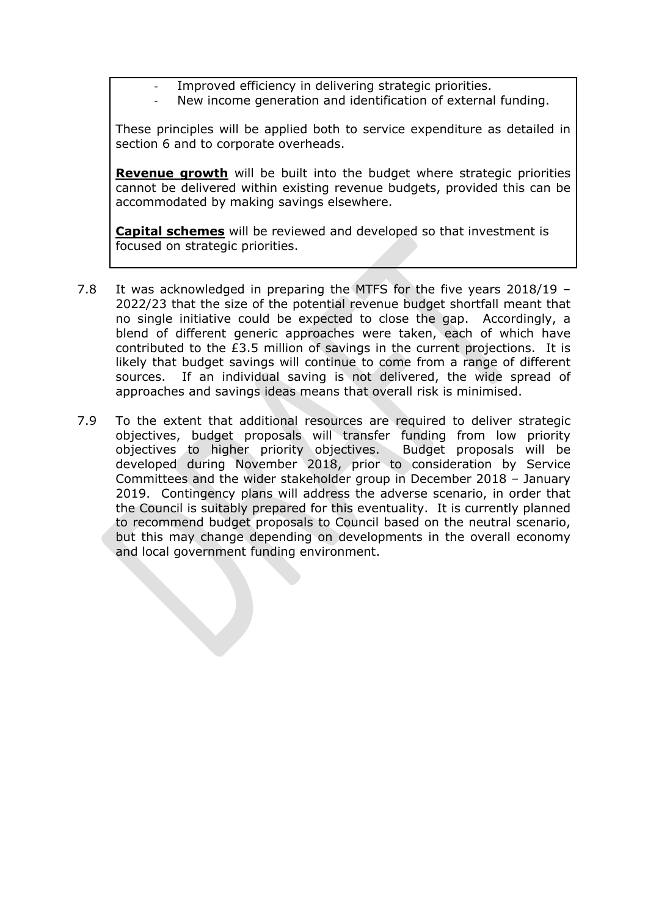- Improved efficiency in delivering strategic priorities.
- New income generation and identification of external funding.

These principles will be applied both to service expenditure as detailed in section 6 and to corporate overheads.

**Revenue growth** will be built into the budget where strategic priorities cannot be delivered within existing revenue budgets, provided this can be accommodated by making savings elsewhere.

**Capital schemes** will be reviewed and developed so that investment is focused on strategic priorities.

7.8 It was acknowledged in preparing the MTFS for the five years 2018/19 – 2022/23 that the size of the potential revenue budget shortfall meant that no single initiative could be expected to close the gap. Accordingly, a blend of different generic approaches were taken, each of which have contributed to the £3.5 million of savings in the current projections. It is likely that budget savings will continue to come from a range of different sources. If an individual saving is not delivered, the wide spread of approaches and savings ideas means that overall risk is minimised.

7.9 To the extent that additional resources are required to deliver strategic objectives, budget proposals will transfer funding from low priority objectives to higher priority objectives. Budget proposals will be developed during November 2018, prior to consideration by Service Committees and the wider stakeholder group in December 2018 – January 2019. Contingency plans will address the adverse scenario, in order that the Council is suitably prepared for this eventuality. It is currently planned to recommend budget proposals to Council based on the neutral scenario, but this may change depending on developments in the overall economy and local government funding environment.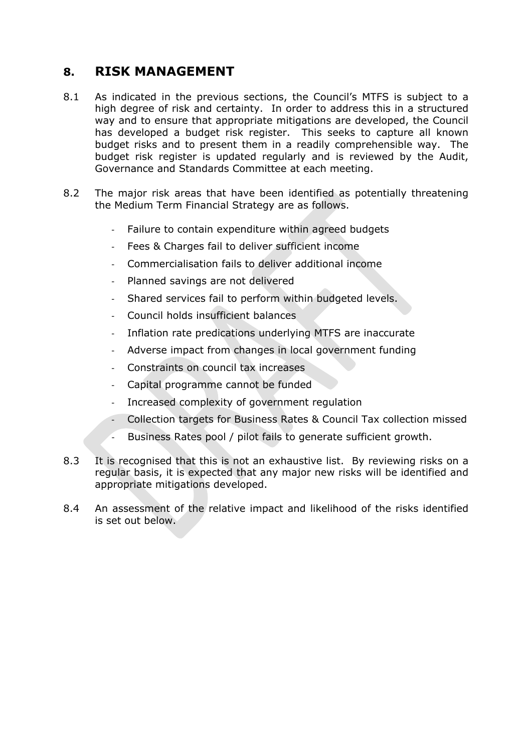## 8. RISK MANAGEMENT

8.1 As indicated in the previous sections, the Council's MTFS is subject to a high degree of risk and certainty. In order to address this in a structured way and to ensure that appropriate mitigations are developed, the Council has developed a budget risk register. This seeks to capture all known budget risks and to present them in a readily comprehensible way. The budget risk register is updated regularly and is reviewed by the Audit, Governance and Standards Committee at each meeting.

8.2 The major risk areas that have been identified as potentially threatening the Medium Term Financial Strategy are as follows.

- Failure to contain expenditure within agreed budgets
- Fees & Charges fail to deliver sufficient income
- Commercialisation fails to deliver additional income
- Planned savings are not delivered
- Shared services fail to perform within budgeted levels.
- Council holds insufficient balances
- Inflation rate predications underlying MTFS are inaccurate
- Adverse impact from changes in local government funding
- Constraints on council tax increases
- Capital programme cannot be funded
- Increased complexity of government regulation
- Collection targets for Business Rates & Council Tax collection missed
- Business Rates pool / pilot fails to generate sufficient growth.

8.3 It is recognised that this is not an exhaustive list. By reviewing risks on a regular basis, it is expected that any major new risks will be identified and appropriate mitigations developed.

8.4 An assessment of the relative impact and likelihood of the risks identified is set out below.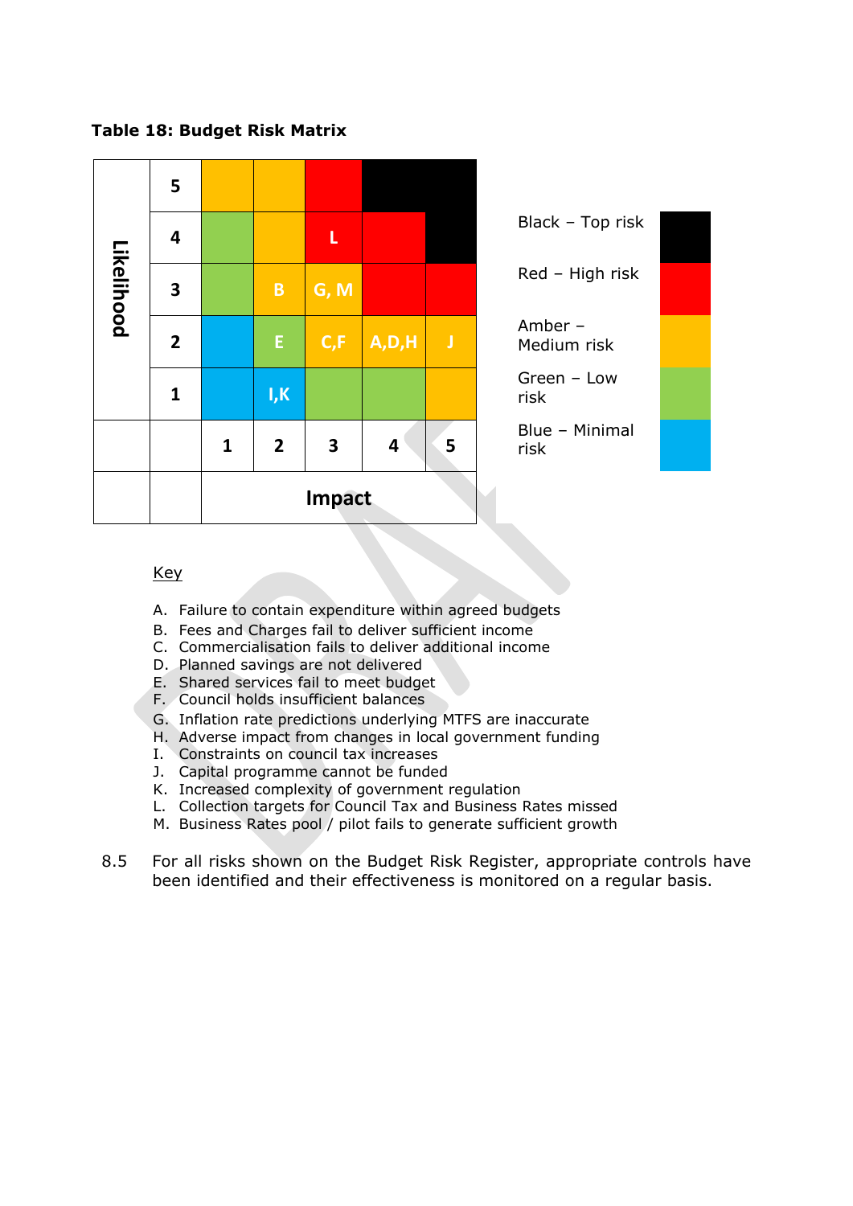**Table 18: Budget Risk Matrix**

| | | | | | | |
|---|---|---|---|---|---|---|
| Likelihood | 5 | | | | | |
| | 4 | | | L | | |
| | 3 | | B | G, M | | |
| | 2 | | E | C,F | A,D,H | J |
| | 1 | | I,K | | | |
| | | 1 | 2 | 3 | 4 | 5 |
| | | Impact | | | | |

Black – Top risk

Red – High risk

Amber – Medium risk

Green – Low risk

Blue – Minimal risk

Key

A. Failure to contain expenditure within agreed budgets
B. Fees and Charges fail to deliver sufficient income
C. Commercialisation fails to deliver additional income
D. Planned savings are not delivered
E. Shared services fail to meet budget
F. Council holds insufficient balances
G. Inflation rate predictions underlying MTFS are inaccurate
H. Adverse impact from changes in local government funding
I. Constraints on council tax increases
J. Capital programme cannot be funded
K. Increased complexity of government regulation
L. Collection targets for Council Tax and Business Rates missed
M. Business Rates pool / pilot fails to generate sufficient growth

8.5 For all risks shown on the Budget Risk Register, appropriate controls have been identified and their effectiveness is monitored on a regular basis.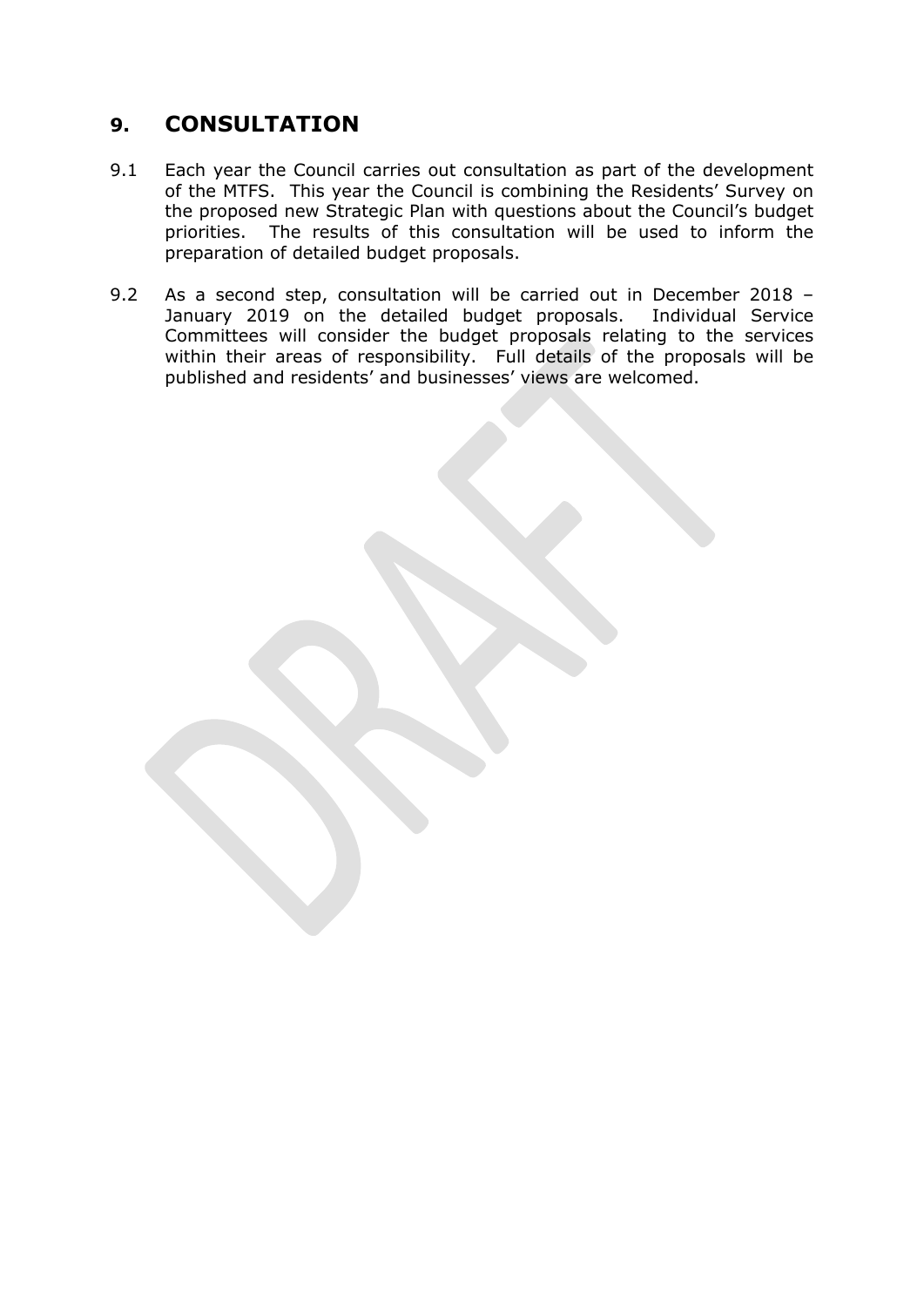## 9. CONSULTATION

9.1 Each year the Council carries out consultation as part of the development of the MTFS. This year the Council is combining the Residents' Survey on the proposed new Strategic Plan with questions about the Council's budget priorities. The results of this consultation will be used to inform the preparation of detailed budget proposals.

9.2 As a second step, consultation will be carried out in December 2018 – January 2019 on the detailed budget proposals. Individual Service Committees will consider the budget proposals relating to the services within their areas of responsibility. Full details of the proposals will be published and residents' and businesses' views are welcomed.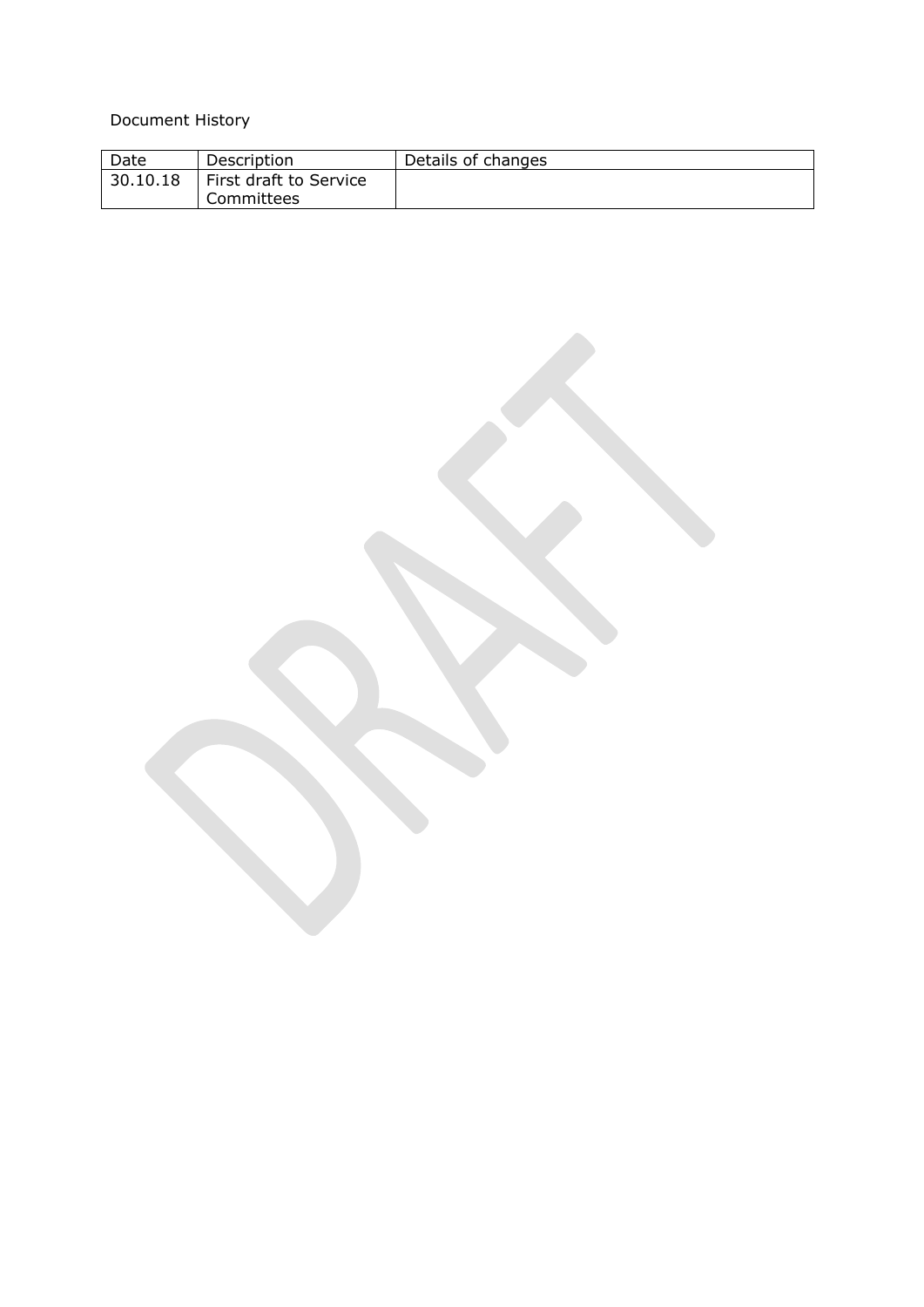Document History

| Date | Description | Details of changes |
|---|---|---|
| 30.10.18 | First draft to Service Committees | |